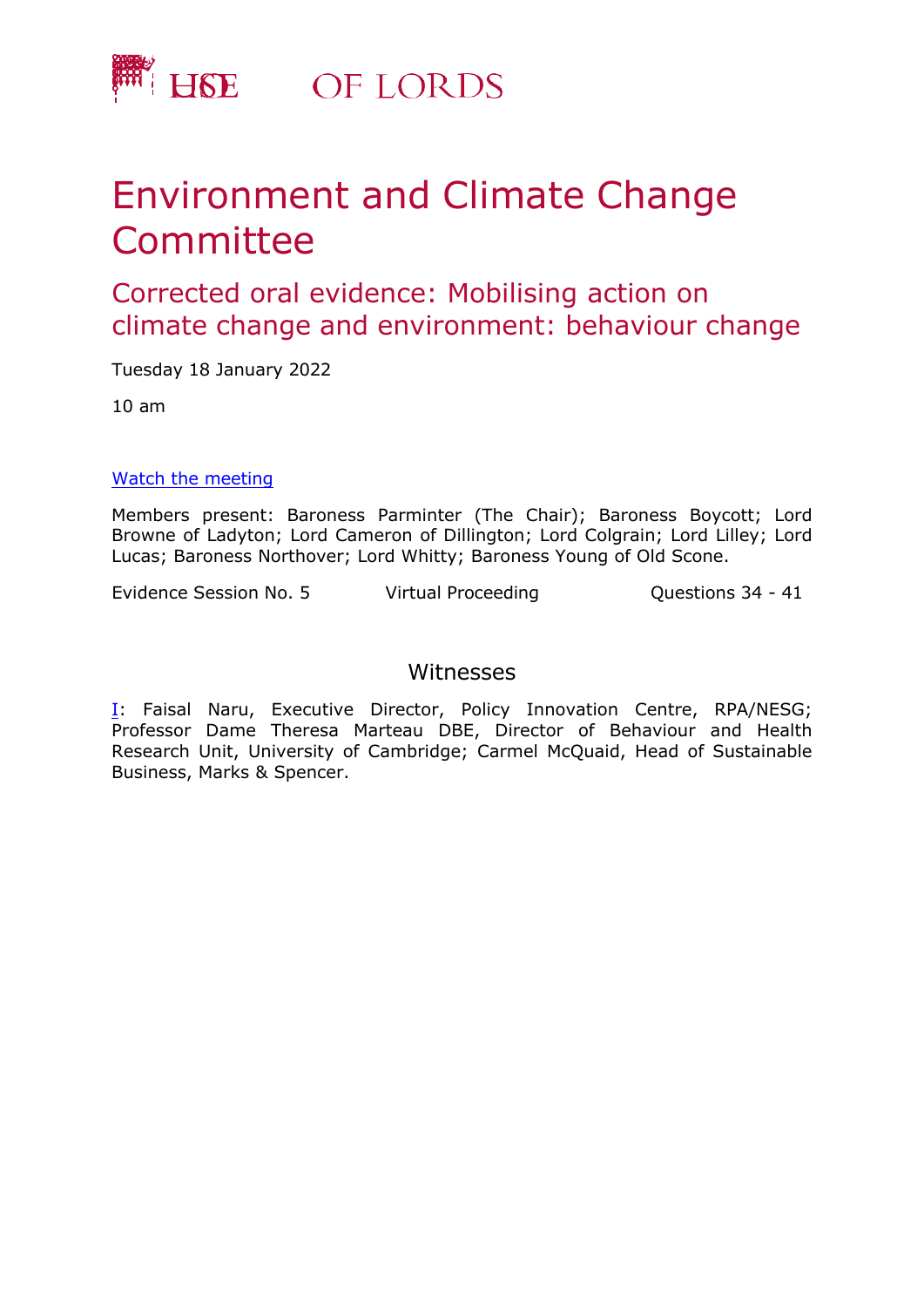# HOUSE OF LORDS

# Environment and Climate Change Committee

## Corrected oral evidence: Mobilising action on climate change and environment: behaviour change

Tuesday 18 January 2022

10 am

[Watch the meeting]

Members present: Baroness Parminter (The Chair); Baroness Boycott; Lord Browne of Ladyton; Lord Cameron of Dillington; Lord Colgrain; Lord Lilley; Lord Lucas; Baroness Northover; Lord Whitty; Baroness Young of Old Scone.

Evidence Session No. 5 | Virtual Proceeding | Questions 34 - 41

## Witnesses

I: Faisal Naru, Executive Director, Policy Innovation Centre, RPA/NESG; Professor Dame Theresa Marteau DBE, Director of Behaviour and Health Research Unit, University of Cambridge; Carmel McQuaid, Head of Sustainable Business, Marks & Spencer.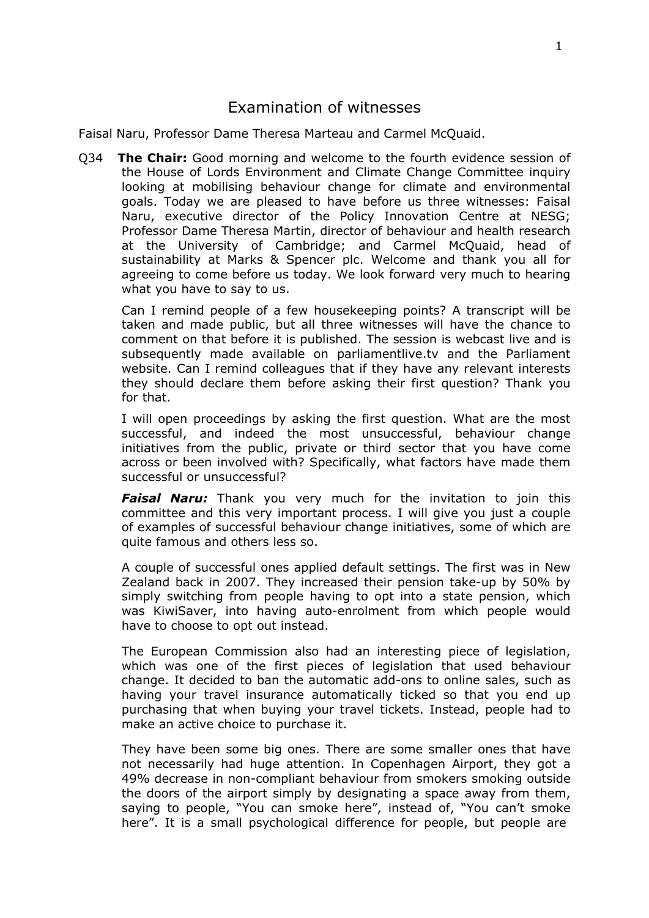# Examination of witnesses

Faisal Naru, Professor Dame Theresa Marteau and Carmel McQuaid.

Q34 **The Chair:** Good morning and welcome to the fourth evidence session of the House of Lords Environment and Climate Change Committee inquiry looking at mobilising behaviour change for climate and environmental goals. Today we are pleased to have before us three witnesses: Faisal Naru, executive director of the Policy Innovation Centre at NESG; Professor Dame Theresa Martin, director of behaviour and health research at the University of Cambridge; and Carmel McQuaid, head of sustainability at Marks & Spencer plc. Welcome and thank you all for agreeing to come before us today. We look forward very much to hearing what you have to say to us.

Can I remind people of a few housekeeping points? A transcript will be taken and made public, but all three witnesses will have the chance to comment on that before it is published. The session is webcast live and is subsequently made available on parliamentlive.tv and the Parliament website. Can I remind colleagues that if they have any relevant interests they should declare them before asking their first question? Thank you for that.

I will open proceedings by asking the first question. What are the most successful, and indeed the most unsuccessful, behaviour change initiatives from the public, private or third sector that you have come across or been involved with? Specifically, what factors have made them successful or unsuccessful?

***Faisal Naru:*** Thank you very much for the invitation to join this committee and this very important process. I will give you just a couple of examples of successful behaviour change initiatives, some of which are quite famous and others less so.

A couple of successful ones applied default settings. The first was in New Zealand back in 2007. They increased their pension take-up by 50% by simply switching from people having to opt into a state pension, which was KiwiSaver, into having auto-enrolment from which people would have to choose to opt out instead.

The European Commission also had an interesting piece of legislation, which was one of the first pieces of legislation that used behaviour change. It decided to ban the automatic add-ons to online sales, such as having your travel insurance automatically ticked so that you end up purchasing that when buying your travel tickets. Instead, people had to make an active choice to purchase it.

They have been some big ones. There are some smaller ones that have not necessarily had huge attention. In Copenhagen Airport, they got a 49% decrease in non-compliant behaviour from smokers smoking outside the doors of the airport simply by designating a space away from them, saying to people, "You can smoke here", instead of, "You can't smoke here". It is a small psychological difference for people, but people are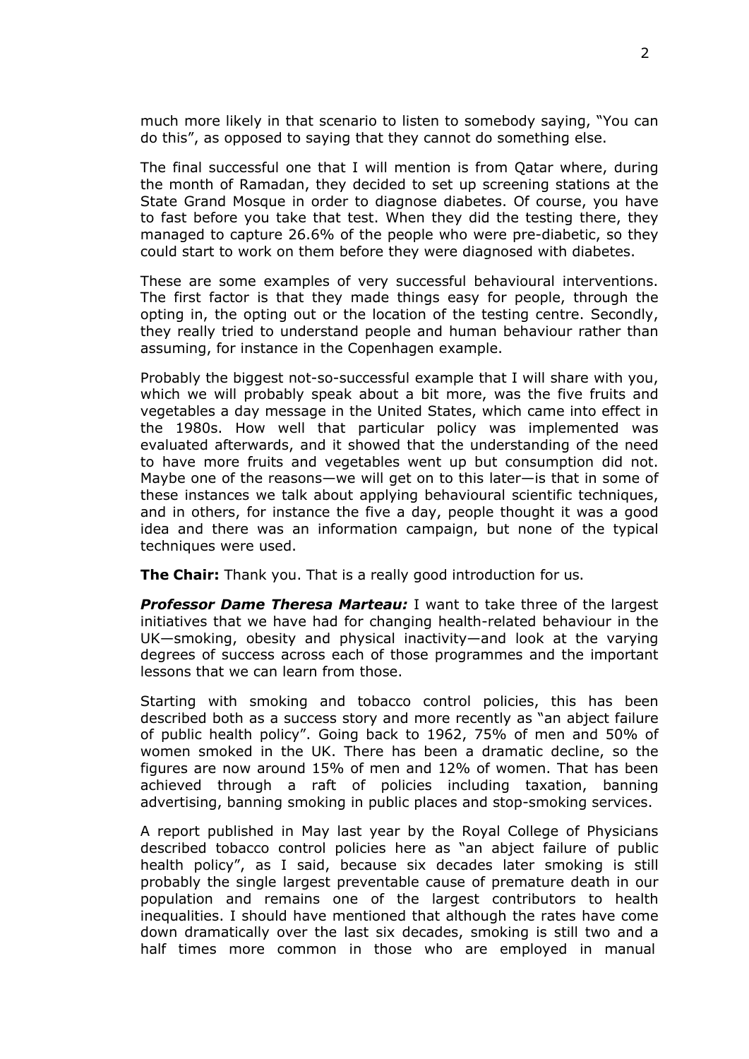much more likely in that scenario to listen to somebody saying, "You can do this", as opposed to saying that they cannot do something else.

The final successful one that I will mention is from Qatar where, during the month of Ramadan, they decided to set up screening stations at the State Grand Mosque in order to diagnose diabetes. Of course, you have to fast before you take that test. When they did the testing there, they managed to capture 26.6% of the people who were pre-diabetic, so they could start to work on them before they were diagnosed with diabetes.

These are some examples of very successful behavioural interventions. The first factor is that they made things easy for people, through the opting in, the opting out or the location of the testing centre. Secondly, they really tried to understand people and human behaviour rather than assuming, for instance in the Copenhagen example.

Probably the biggest not-so-successful example that I will share with you, which we will probably speak about a bit more, was the five fruits and vegetables a day message in the United States, which came into effect in the 1980s. How well that particular policy was implemented was evaluated afterwards, and it showed that the understanding of the need to have more fruits and vegetables went up but consumption did not. Maybe one of the reasons—we will get on to this later—is that in some of these instances we talk about applying behavioural scientific techniques, and in others, for instance the five a day, people thought it was a good idea and there was an information campaign, but none of the typical techniques were used.

**The Chair:** Thank you. That is a really good introduction for us.

***Professor Dame Theresa Marteau:*** I want to take three of the largest initiatives that we have had for changing health-related behaviour in the UK—smoking, obesity and physical inactivity—and look at the varying degrees of success across each of those programmes and the important lessons that we can learn from those.

Starting with smoking and tobacco control policies, this has been described both as a success story and more recently as "an abject failure of public health policy". Going back to 1962, 75% of men and 50% of women smoked in the UK. There has been a dramatic decline, so the figures are now around 15% of men and 12% of women. That has been achieved through a raft of policies including taxation, banning advertising, banning smoking in public places and stop-smoking services.

A report published in May last year by the Royal College of Physicians described tobacco control policies here as "an abject failure of public health policy", as I said, because six decades later smoking is still probably the single largest preventable cause of premature death in our population and remains one of the largest contributors to health inequalities. I should have mentioned that although the rates have come down dramatically over the last six decades, smoking is still two and a half times more common in those who are employed in manual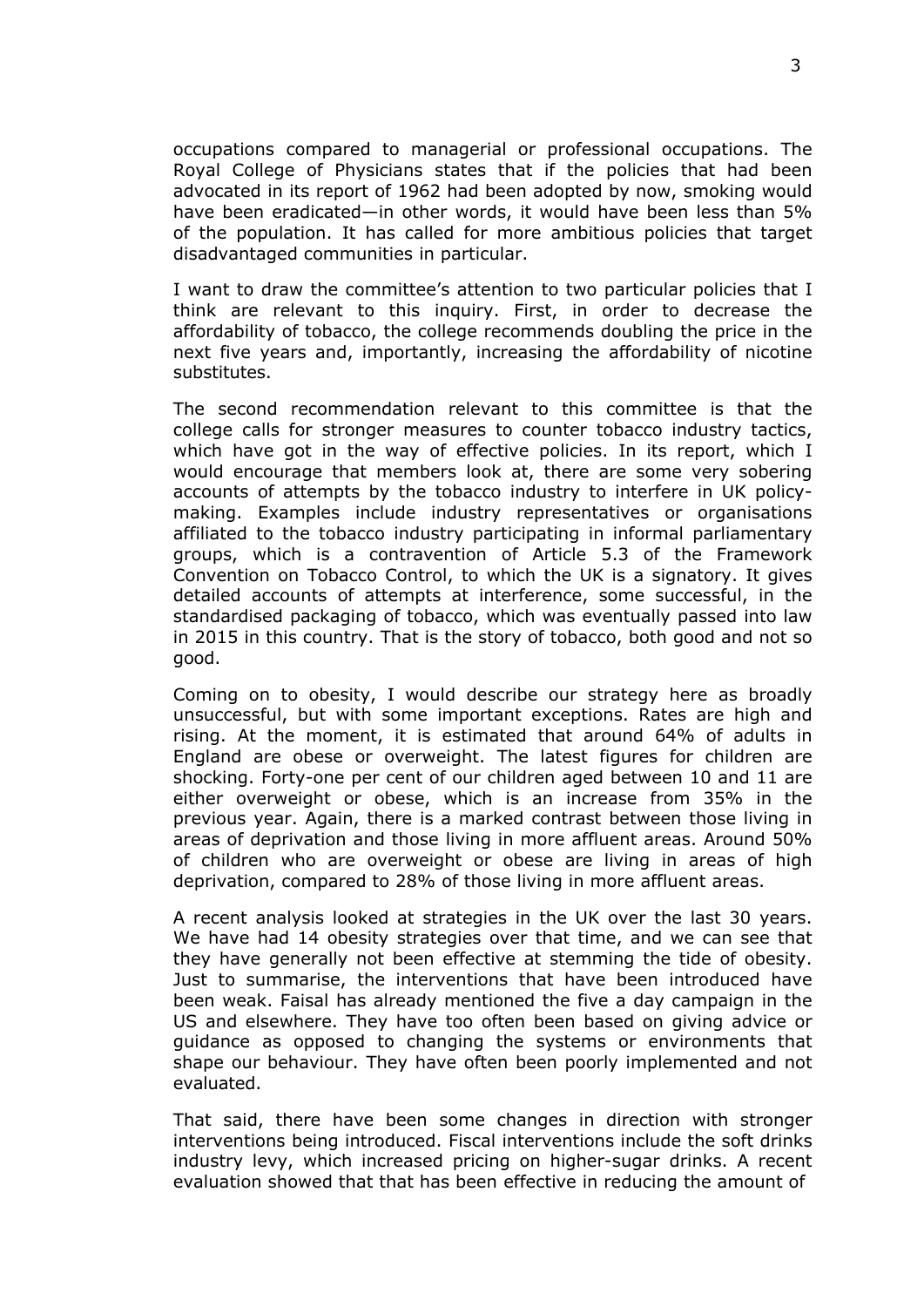occupations compared to managerial or professional occupations. The Royal College of Physicians states that if the policies that had been advocated in its report of 1962 had been adopted by now, smoking would have been eradicated—in other words, it would have been less than 5% of the population. It has called for more ambitious policies that target disadvantaged communities in particular.

I want to draw the committee's attention to two particular policies that I think are relevant to this inquiry. First, in order to decrease the affordability of tobacco, the college recommends doubling the price in the next five years and, importantly, increasing the affordability of nicotine substitutes.

The second recommendation relevant to this committee is that the college calls for stronger measures to counter tobacco industry tactics, which have got in the way of effective policies. In its report, which I would encourage that members look at, there are some very sobering accounts of attempts by the tobacco industry to interfere in UK policy-making. Examples include industry representatives or organisations affiliated to the tobacco industry participating in informal parliamentary groups, which is a contravention of Article 5.3 of the Framework Convention on Tobacco Control, to which the UK is a signatory. It gives detailed accounts of attempts at interference, some successful, in the standardised packaging of tobacco, which was eventually passed into law in 2015 in this country. That is the story of tobacco, both good and not so good.

Coming on to obesity, I would describe our strategy here as broadly unsuccessful, but with some important exceptions. Rates are high and rising. At the moment, it is estimated that around 64% of adults in England are obese or overweight. The latest figures for children are shocking. Forty-one per cent of our children aged between 10 and 11 are either overweight or obese, which is an increase from 35% in the previous year. Again, there is a marked contrast between those living in areas of deprivation and those living in more affluent areas. Around 50% of children who are overweight or obese are living in areas of high deprivation, compared to 28% of those living in more affluent areas.

A recent analysis looked at strategies in the UK over the last 30 years. We have had 14 obesity strategies over that time, and we can see that they have generally not been effective at stemming the tide of obesity. Just to summarise, the interventions that have been introduced have been weak. Faisal has already mentioned the five a day campaign in the US and elsewhere. They have too often been based on giving advice or guidance as opposed to changing the systems or environments that shape our behaviour. They have often been poorly implemented and not evaluated.

That said, there have been some changes in direction with stronger interventions being introduced. Fiscal interventions include the soft drinks industry levy, which increased pricing on higher-sugar drinks. A recent evaluation showed that that has been effective in reducing the amount of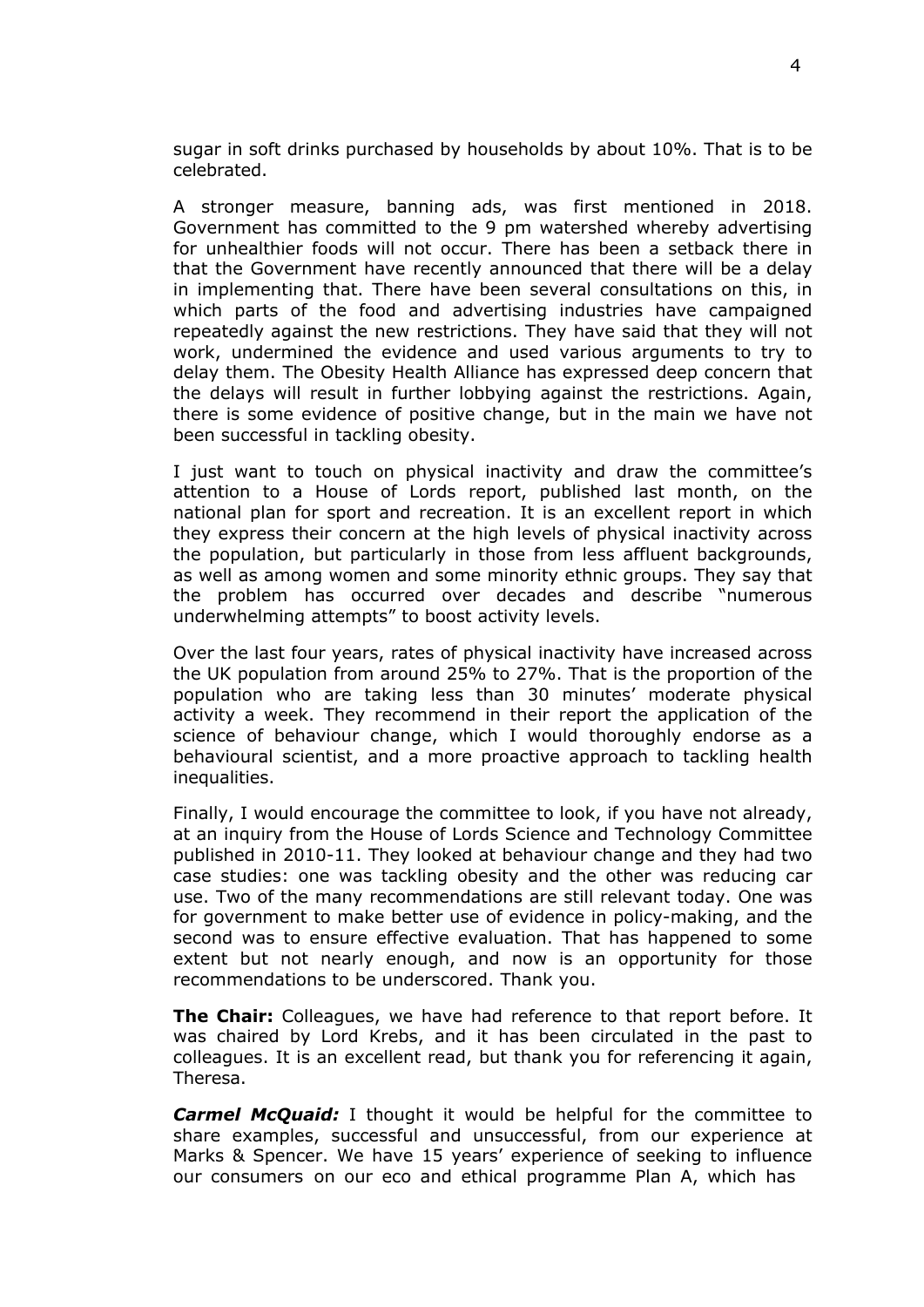sugar in soft drinks purchased by households by about 10%. That is to be celebrated.

A stronger measure, banning ads, was first mentioned in 2018. Government has committed to the 9 pm watershed whereby advertising for unhealthier foods will not occur. There has been a setback there in that the Government have recently announced that there will be a delay in implementing that. There have been several consultations on this, in which parts of the food and advertising industries have campaigned repeatedly against the new restrictions. They have said that they will not work, undermined the evidence and used various arguments to try to delay them. The Obesity Health Alliance has expressed deep concern that the delays will result in further lobbying against the restrictions. Again, there is some evidence of positive change, but in the main we have not been successful in tackling obesity.

I just want to touch on physical inactivity and draw the committee's attention to a House of Lords report, published last month, on the national plan for sport and recreation. It is an excellent report in which they express their concern at the high levels of physical inactivity across the population, but particularly in those from less affluent backgrounds, as well as among women and some minority ethnic groups. They say that the problem has occurred over decades and describe "numerous underwhelming attempts" to boost activity levels.

Over the last four years, rates of physical inactivity have increased across the UK population from around 25% to 27%. That is the proportion of the population who are taking less than 30 minutes' moderate physical activity a week. They recommend in their report the application of the science of behaviour change, which I would thoroughly endorse as a behavioural scientist, and a more proactive approach to tackling health inequalities.

Finally, I would encourage the committee to look, if you have not already, at an inquiry from the House of Lords Science and Technology Committee published in 2010-11. They looked at behaviour change and they had two case studies: one was tackling obesity and the other was reducing car use. Two of the many recommendations are still relevant today. One was for government to make better use of evidence in policy-making, and the second was to ensure effective evaluation. That has happened to some extent but not nearly enough, and now is an opportunity for those recommendations to be underscored. Thank you.

**The Chair:** Colleagues, we have had reference to that report before. It was chaired by Lord Krebs, and it has been circulated in the past to colleagues. It is an excellent read, but thank you for referencing it again, Theresa.

***Carmel McQuaid:*** I thought it would be helpful for the committee to share examples, successful and unsuccessful, from our experience at Marks & Spencer. We have 15 years' experience of seeking to influence our consumers on our eco and ethical programme Plan A, which has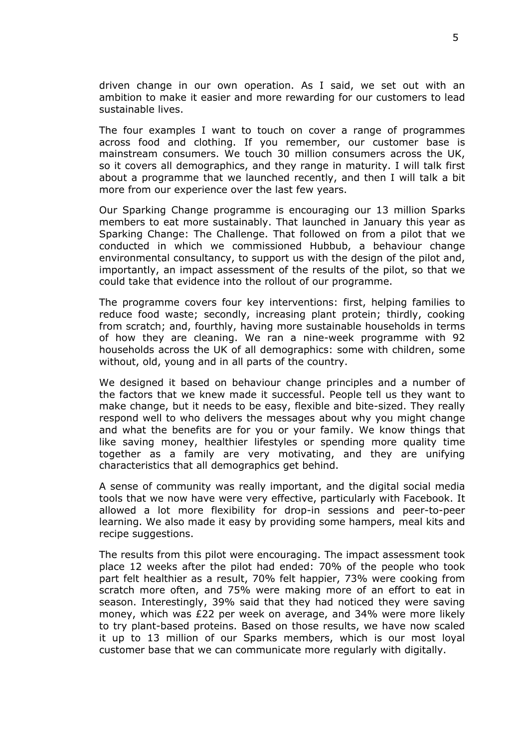driven change in our own operation. As I said, we set out with an ambition to make it easier and more rewarding for our customers to lead sustainable lives.

The four examples I want to touch on cover a range of programmes across food and clothing. If you remember, our customer base is mainstream consumers. We touch 30 million consumers across the UK, so it covers all demographics, and they range in maturity. I will talk first about a programme that we launched recently, and then I will talk a bit more from our experience over the last few years.

Our Sparking Change programme is encouraging our 13 million Sparks members to eat more sustainably. That launched in January this year as Sparking Change: The Challenge. That followed on from a pilot that we conducted in which we commissioned Hubbub, a behaviour change environmental consultancy, to support us with the design of the pilot and, importantly, an impact assessment of the results of the pilot, so that we could take that evidence into the rollout of our programme.

The programme covers four key interventions: first, helping families to reduce food waste; secondly, increasing plant protein; thirdly, cooking from scratch; and, fourthly, having more sustainable households in terms of how they are cleaning. We ran a nine-week programme with 92 households across the UK of all demographics: some with children, some without, old, young and in all parts of the country.

We designed it based on behaviour change principles and a number of the factors that we knew made it successful. People tell us they want to make change, but it needs to be easy, flexible and bite-sized. They really respond well to who delivers the messages about why you might change and what the benefits are for you or your family. We know things that like saving money, healthier lifestyles or spending more quality time together as a family are very motivating, and they are unifying characteristics that all demographics get behind.

A sense of community was really important, and the digital social media tools that we now have were very effective, particularly with Facebook. It allowed a lot more flexibility for drop-in sessions and peer-to-peer learning. We also made it easy by providing some hampers, meal kits and recipe suggestions.

The results from this pilot were encouraging. The impact assessment took place 12 weeks after the pilot had ended: 70% of the people who took part felt healthier as a result, 70% felt happier, 73% were cooking from scratch more often, and 75% were making more of an effort to eat in season. Interestingly, 39% said that they had noticed they were saving money, which was £22 per week on average, and 34% were more likely to try plant-based proteins. Based on those results, we have now scaled it up to 13 million of our Sparks members, which is our most loyal customer base that we can communicate more regularly with digitally.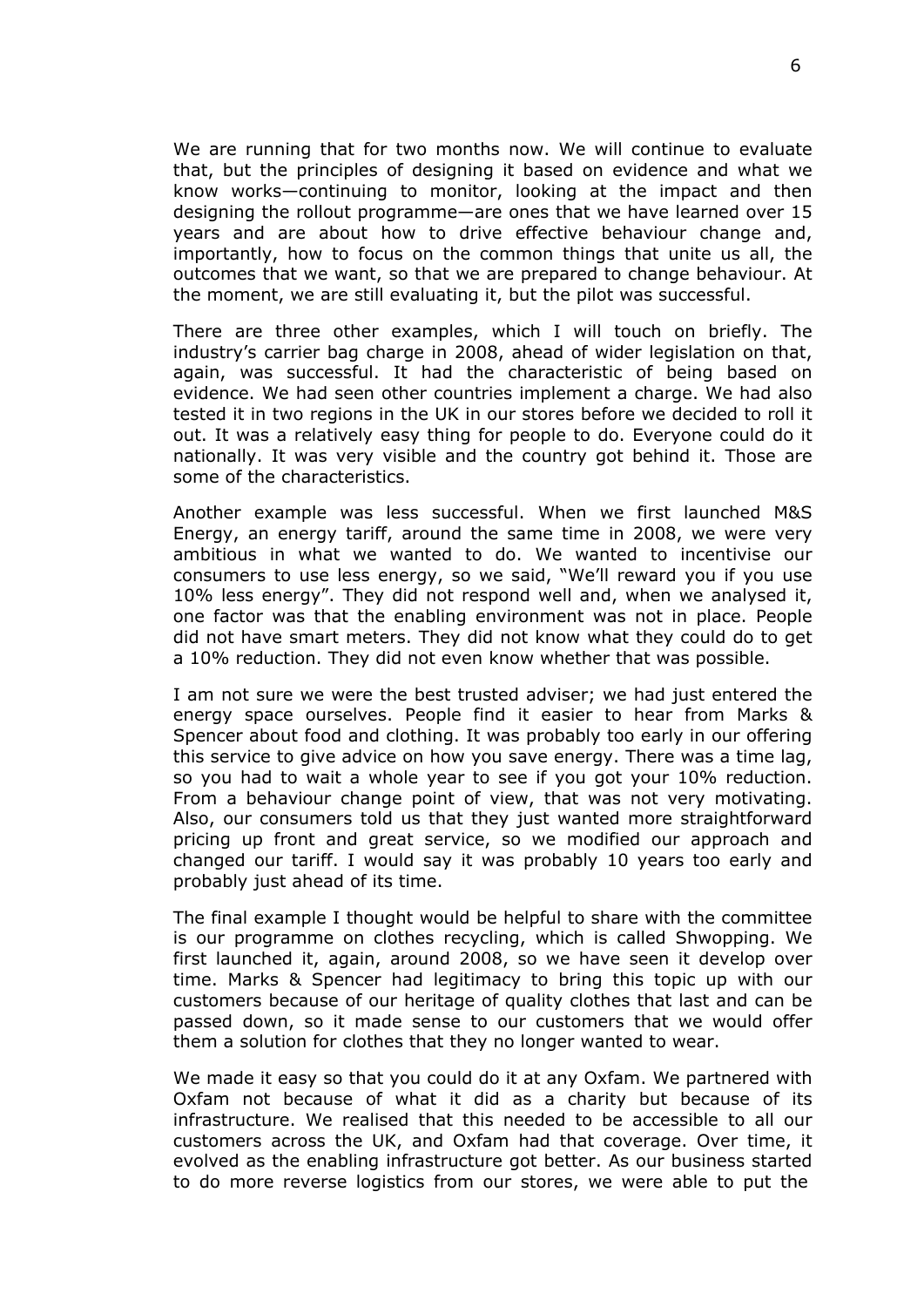We are running that for two months now. We will continue to evaluate that, but the principles of designing it based on evidence and what we know works—continuing to monitor, looking at the impact and then designing the rollout programme—are ones that we have learned over 15 years and are about how to drive effective behaviour change and, importantly, how to focus on the common things that unite us all, the outcomes that we want, so that we are prepared to change behaviour. At the moment, we are still evaluating it, but the pilot was successful.

There are three other examples, which I will touch on briefly. The industry's carrier bag charge in 2008, ahead of wider legislation on that, again, was successful. It had the characteristic of being based on evidence. We had seen other countries implement a charge. We had also tested it in two regions in the UK in our stores before we decided to roll it out. It was a relatively easy thing for people to do. Everyone could do it nationally. It was very visible and the country got behind it. Those are some of the characteristics.

Another example was less successful. When we first launched M&S Energy, an energy tariff, around the same time in 2008, we were very ambitious in what we wanted to do. We wanted to incentivise our consumers to use less energy, so we said, "We'll reward you if you use 10% less energy". They did not respond well and, when we analysed it, one factor was that the enabling environment was not in place. People did not have smart meters. They did not know what they could do to get a 10% reduction. They did not even know whether that was possible.

I am not sure we were the best trusted adviser; we had just entered the energy space ourselves. People find it easier to hear from Marks & Spencer about food and clothing. It was probably too early in our offering this service to give advice on how you save energy. There was a time lag, so you had to wait a whole year to see if you got your 10% reduction. From a behaviour change point of view, that was not very motivating. Also, our consumers told us that they just wanted more straightforward pricing up front and great service, so we modified our approach and changed our tariff. I would say it was probably 10 years too early and probably just ahead of its time.

The final example I thought would be helpful to share with the committee is our programme on clothes recycling, which is called Shwopping. We first launched it, again, around 2008, so we have seen it develop over time. Marks & Spencer had legitimacy to bring this topic up with our customers because of our heritage of quality clothes that last and can be passed down, so it made sense to our customers that we would offer them a solution for clothes that they no longer wanted to wear.

We made it easy so that you could do it at any Oxfam. We partnered with Oxfam not because of what it did as a charity but because of its infrastructure. We realised that this needed to be accessible to all our customers across the UK, and Oxfam had that coverage. Over time, it evolved as the enabling infrastructure got better. As our business started to do more reverse logistics from our stores, we were able to put the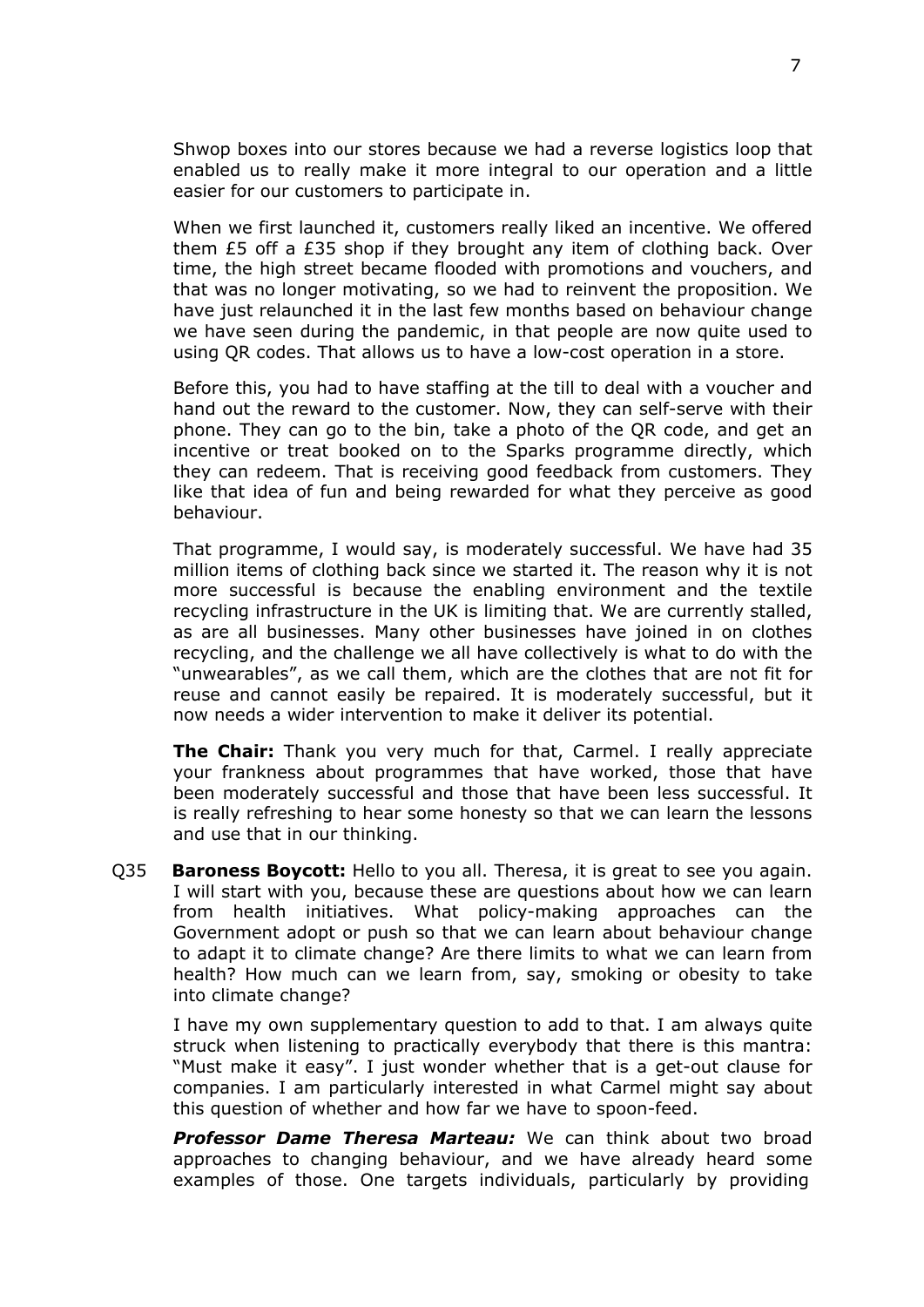Shwop boxes into our stores because we had a reverse logistics loop that enabled us to really make it more integral to our operation and a little easier for our customers to participate in.

When we first launched it, customers really liked an incentive. We offered them £5 off a £35 shop if they brought any item of clothing back. Over time, the high street became flooded with promotions and vouchers, and that was no longer motivating, so we had to reinvent the proposition. We have just relaunched it in the last few months based on behaviour change we have seen during the pandemic, in that people are now quite used to using QR codes. That allows us to have a low-cost operation in a store.

Before this, you had to have staffing at the till to deal with a voucher and hand out the reward to the customer. Now, they can self-serve with their phone. They can go to the bin, take a photo of the QR code, and get an incentive or treat booked on to the Sparks programme directly, which they can redeem. That is receiving good feedback from customers. They like that idea of fun and being rewarded for what they perceive as good behaviour.

That programme, I would say, is moderately successful. We have had 35 million items of clothing back since we started it. The reason why it is not more successful is because the enabling environment and the textile recycling infrastructure in the UK is limiting that. We are currently stalled, as are all businesses. Many other businesses have joined in on clothes recycling, and the challenge we all have collectively is what to do with the "unwearables", as we call them, which are the clothes that are not fit for reuse and cannot easily be repaired. It is moderately successful, but it now needs a wider intervention to make it deliver its potential.

**The Chair:** Thank you very much for that, Carmel. I really appreciate your frankness about programmes that have worked, those that have been moderately successful and those that have been less successful. It is really refreshing to hear some honesty so that we can learn the lessons and use that in our thinking.

Q35 **Baroness Boycott:** Hello to you all. Theresa, it is great to see you again. I will start with you, because these are questions about how we can learn from health initiatives. What policy-making approaches can the Government adopt or push so that we can learn about behaviour change to adapt it to climate change? Are there limits to what we can learn from health? How much can we learn from, say, smoking or obesity to take into climate change?

I have my own supplementary question to add to that. I am always quite struck when listening to practically everybody that there is this mantra: "Must make it easy". I just wonder whether that is a get-out clause for companies. I am particularly interested in what Carmel might say about this question of whether and how far we have to spoon-feed.

***Professor Dame Theresa Marteau:*** We can think about two broad approaches to changing behaviour, and we have already heard some examples of those. One targets individuals, particularly by providing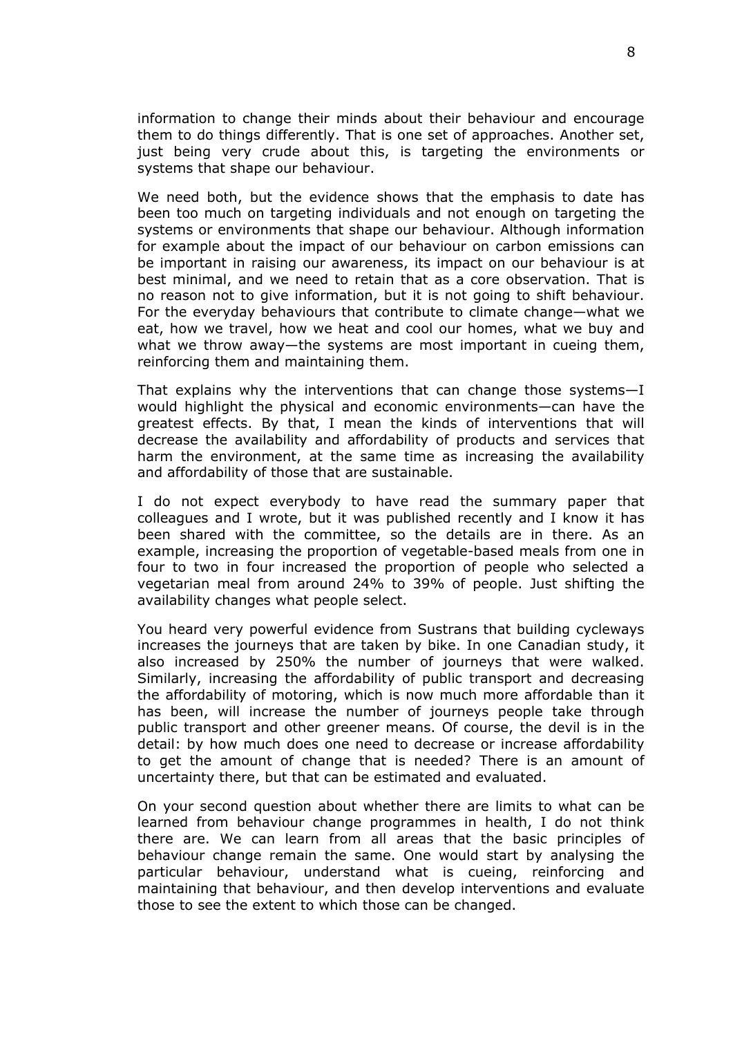information to change their minds about their behaviour and encourage them to do things differently. That is one set of approaches. Another set, just being very crude about this, is targeting the environments or systems that shape our behaviour.

We need both, but the evidence shows that the emphasis to date has been too much on targeting individuals and not enough on targeting the systems or environments that shape our behaviour. Although information for example about the impact of our behaviour on carbon emissions can be important in raising our awareness, its impact on our behaviour is at best minimal, and we need to retain that as a core observation. That is no reason not to give information, but it is not going to shift behaviour. For the everyday behaviours that contribute to climate change—what we eat, how we travel, how we heat and cool our homes, what we buy and what we throw away—the systems are most important in cueing them, reinforcing them and maintaining them.

That explains why the interventions that can change those systems—I would highlight the physical and economic environments—can have the greatest effects. By that, I mean the kinds of interventions that will decrease the availability and affordability of products and services that harm the environment, at the same time as increasing the availability and affordability of those that are sustainable.

I do not expect everybody to have read the summary paper that colleagues and I wrote, but it was published recently and I know it has been shared with the committee, so the details are in there. As an example, increasing the proportion of vegetable-based meals from one in four to two in four increased the proportion of people who selected a vegetarian meal from around 24% to 39% of people. Just shifting the availability changes what people select.

You heard very powerful evidence from Sustrans that building cycleways increases the journeys that are taken by bike. In one Canadian study, it also increased by 250% the number of journeys that were walked. Similarly, increasing the affordability of public transport and decreasing the affordability of motoring, which is now much more affordable than it has been, will increase the number of journeys people take through public transport and other greener means. Of course, the devil is in the detail: by how much does one need to decrease or increase affordability to get the amount of change that is needed? There is an amount of uncertainty there, but that can be estimated and evaluated.

On your second question about whether there are limits to what can be learned from behaviour change programmes in health, I do not think there are. We can learn from all areas that the basic principles of behaviour change remain the same. One would start by analysing the particular behaviour, understand what is cueing, reinforcing and maintaining that behaviour, and then develop interventions and evaluate those to see the extent to which those can be changed.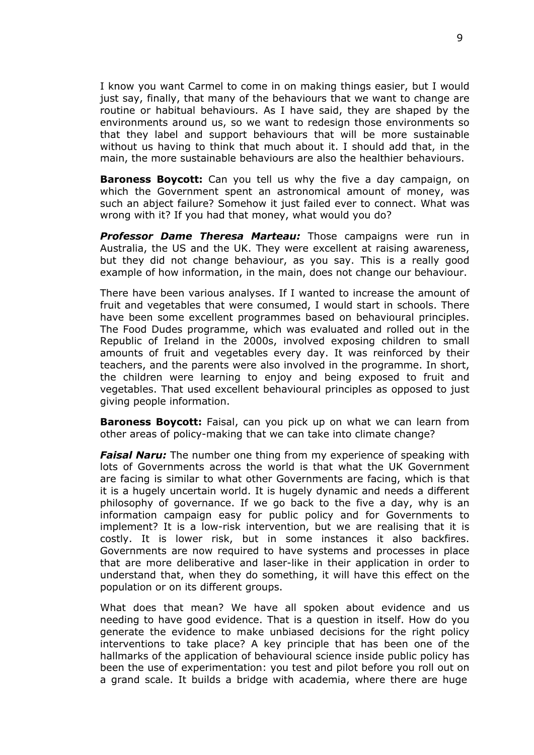I know you want Carmel to come in on making things easier, but I would just say, finally, that many of the behaviours that we want to change are routine or habitual behaviours. As I have said, they are shaped by the environments around us, so we want to redesign those environments so that they label and support behaviours that will be more sustainable without us having to think that much about it. I should add that, in the main, the more sustainable behaviours are also the healthier behaviours.

**Baroness Boycott:** Can you tell us why the five a day campaign, on which the Government spent an astronomical amount of money, was such an abject failure? Somehow it just failed ever to connect. What was wrong with it? If you had that money, what would you do?

***Professor Dame Theresa Marteau:*** Those campaigns were run in Australia, the US and the UK. They were excellent at raising awareness, but they did not change behaviour, as you say. This is a really good example of how information, in the main, does not change our behaviour.

There have been various analyses. If I wanted to increase the amount of fruit and vegetables that were consumed, I would start in schools. There have been some excellent programmes based on behavioural principles. The Food Dudes programme, which was evaluated and rolled out in the Republic of Ireland in the 2000s, involved exposing children to small amounts of fruit and vegetables every day. It was reinforced by their teachers, and the parents were also involved in the programme. In short, the children were learning to enjoy and being exposed to fruit and vegetables. That used excellent behavioural principles as opposed to just giving people information.

**Baroness Boycott:** Faisal, can you pick up on what we can learn from other areas of policy-making that we can take into climate change?

***Faisal Naru:*** The number one thing from my experience of speaking with lots of Governments across the world is that what the UK Government are facing is similar to what other Governments are facing, which is that it is a hugely uncertain world. It is hugely dynamic and needs a different philosophy of governance. If we go back to the five a day, why is an information campaign easy for public policy and for Governments to implement? It is a low-risk intervention, but we are realising that it is costly. It is lower risk, but in some instances it also backfires. Governments are now required to have systems and processes in place that are more deliberative and laser-like in their application in order to understand that, when they do something, it will have this effect on the population or on its different groups.

What does that mean? We have all spoken about evidence and us needing to have good evidence. That is a question in itself. How do you generate the evidence to make unbiased decisions for the right policy interventions to take place? A key principle that has been one of the hallmarks of the application of behavioural science inside public policy has been the use of experimentation: you test and pilot before you roll out on a grand scale. It builds a bridge with academia, where there are huge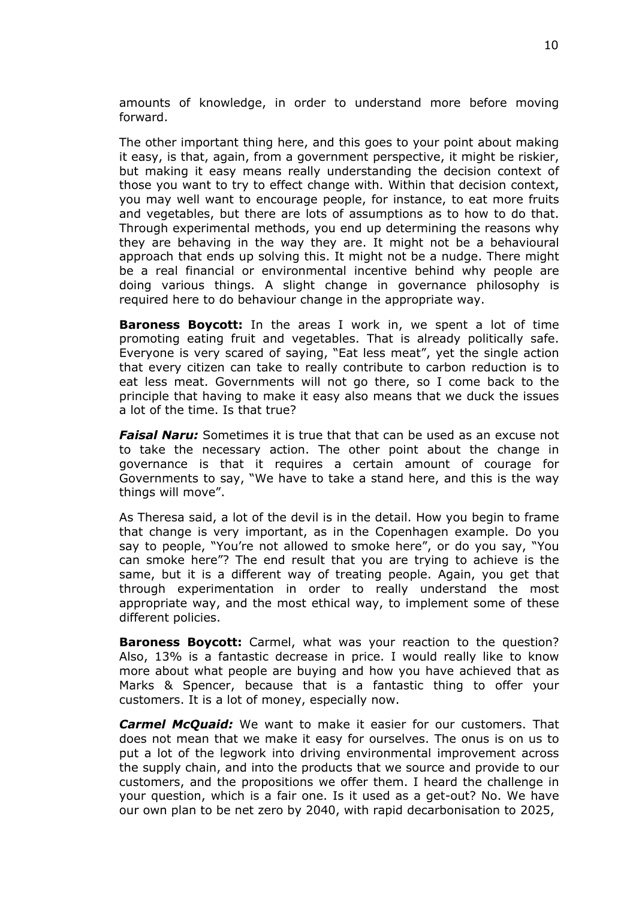amounts of knowledge, in order to understand more before moving forward.

The other important thing here, and this goes to your point about making it easy, is that, again, from a government perspective, it might be riskier, but making it easy means really understanding the decision context of those you want to try to effect change with. Within that decision context, you may well want to encourage people, for instance, to eat more fruits and vegetables, but there are lots of assumptions as to how to do that. Through experimental methods, you end up determining the reasons why they are behaving in the way they are. It might not be a behavioural approach that ends up solving this. It might not be a nudge. There might be a real financial or environmental incentive behind why people are doing various things. A slight change in governance philosophy is required here to do behaviour change in the appropriate way.

**Baroness Boycott:** In the areas I work in, we spent a lot of time promoting eating fruit and vegetables. That is already politically safe. Everyone is very scared of saying, "Eat less meat", yet the single action that every citizen can take to really contribute to carbon reduction is to eat less meat. Governments will not go there, so I come back to the principle that having to make it easy also means that we duck the issues a lot of the time. Is that true?

***Faisal Naru:*** Sometimes it is true that that can be used as an excuse not to take the necessary action. The other point about the change in governance is that it requires a certain amount of courage for Governments to say, "We have to take a stand here, and this is the way things will move".

As Theresa said, a lot of the devil is in the detail. How you begin to frame that change is very important, as in the Copenhagen example. Do you say to people, "You're not allowed to smoke here", or do you say, "You can smoke here"? The end result that you are trying to achieve is the same, but it is a different way of treating people. Again, you get that through experimentation in order to really understand the most appropriate way, and the most ethical way, to implement some of these different policies.

**Baroness Boycott:** Carmel, what was your reaction to the question? Also, 13% is a fantastic decrease in price. I would really like to know more about what people are buying and how you have achieved that as Marks & Spencer, because that is a fantastic thing to offer your customers. It is a lot of money, especially now.

***Carmel McQuaid:*** We want to make it easier for our customers. That does not mean that we make it easy for ourselves. The onus is on us to put a lot of the legwork into driving environmental improvement across the supply chain, and into the products that we source and provide to our customers, and the propositions we offer them. I heard the challenge in your question, which is a fair one. Is it used as a get-out? No. We have our own plan to be net zero by 2040, with rapid decarbonisation to 2025,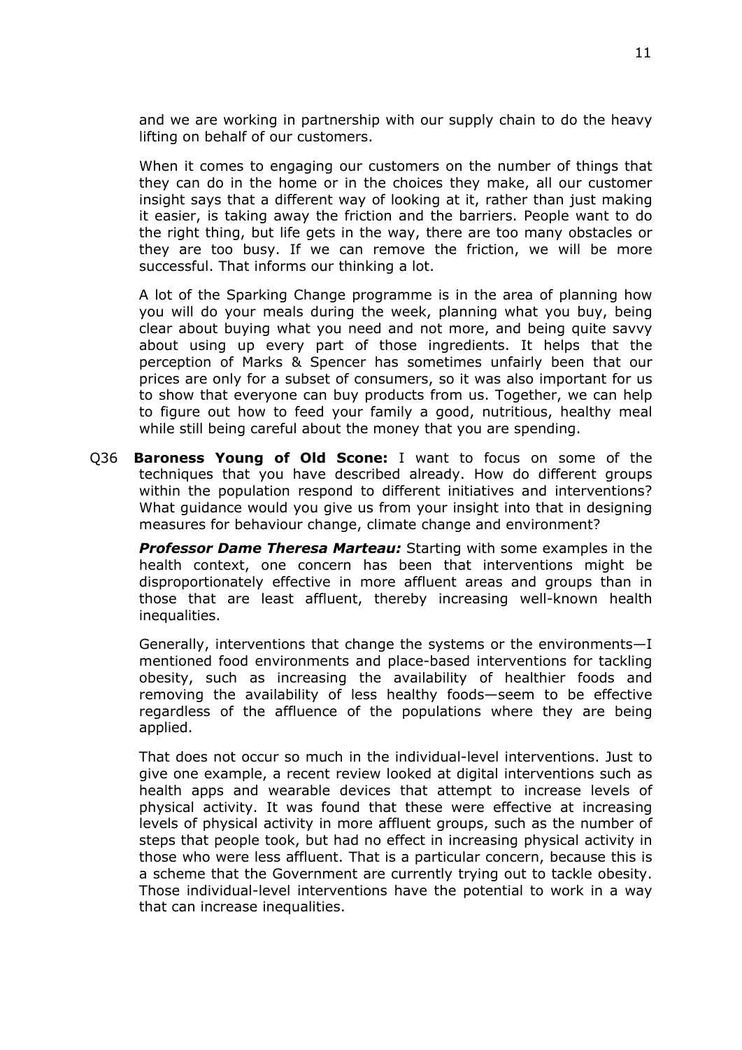and we are working in partnership with our supply chain to do the heavy lifting on behalf of our customers.

When it comes to engaging our customers on the number of things that they can do in the home or in the choices they make, all our customer insight says that a different way of looking at it, rather than just making it easier, is taking away the friction and the barriers. People want to do the right thing, but life gets in the way, there are too many obstacles or they are too busy. If we can remove the friction, we will be more successful. That informs our thinking a lot.

A lot of the Sparking Change programme is in the area of planning how you will do your meals during the week, planning what you buy, being clear about buying what you need and not more, and being quite savvy about using up every part of those ingredients. It helps that the perception of Marks & Spencer has sometimes unfairly been that our prices are only for a subset of consumers, so it was also important for us to show that everyone can buy products from us. Together, we can help to figure out how to feed your family a good, nutritious, healthy meal while still being careful about the money that you are spending.

Q36 **Baroness Young of Old Scone:** I want to focus on some of the techniques that you have described already. How do different groups within the population respond to different initiatives and interventions? What guidance would you give us from your insight into that in designing measures for behaviour change, climate change and environment?

***Professor Dame Theresa Marteau:*** Starting with some examples in the health context, one concern has been that interventions might be disproportionately effective in more affluent areas and groups than in those that are least affluent, thereby increasing well-known health inequalities.

Generally, interventions that change the systems or the environments—I mentioned food environments and place-based interventions for tackling obesity, such as increasing the availability of healthier foods and removing the availability of less healthy foods—seem to be effective regardless of the affluence of the populations where they are being applied.

That does not occur so much in the individual-level interventions. Just to give one example, a recent review looked at digital interventions such as health apps and wearable devices that attempt to increase levels of physical activity. It was found that these were effective at increasing levels of physical activity in more affluent groups, such as the number of steps that people took, but had no effect in increasing physical activity in those who were less affluent. That is a particular concern, because this is a scheme that the Government are currently trying out to tackle obesity. Those individual-level interventions have the potential to work in a way that can increase inequalities.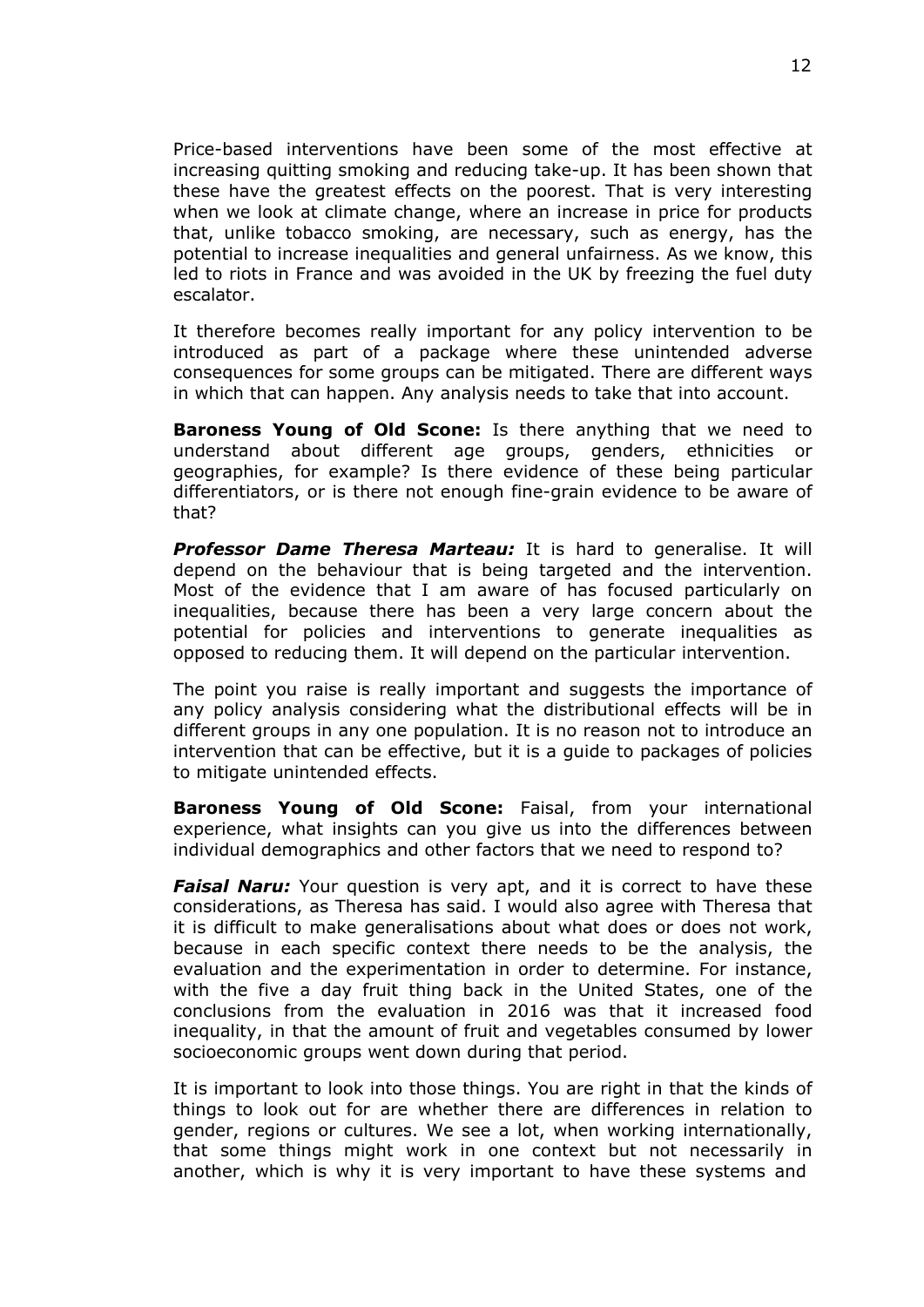Price-based interventions have been some of the most effective at increasing quitting smoking and reducing take-up. It has been shown that these have the greatest effects on the poorest. That is very interesting when we look at climate change, where an increase in price for products that, unlike tobacco smoking, are necessary, such as energy, has the potential to increase inequalities and general unfairness. As we know, this led to riots in France and was avoided in the UK by freezing the fuel duty escalator.

It therefore becomes really important for any policy intervention to be introduced as part of a package where these unintended adverse consequences for some groups can be mitigated. There are different ways in which that can happen. Any analysis needs to take that into account.

**Baroness Young of Old Scone:** Is there anything that we need to understand about different age groups, genders, ethnicities or geographies, for example? Is there evidence of these being particular differentiators, or is there not enough fine-grain evidence to be aware of that?

***Professor Dame Theresa Marteau:*** It is hard to generalise. It will depend on the behaviour that is being targeted and the intervention. Most of the evidence that I am aware of has focused particularly on inequalities, because there has been a very large concern about the potential for policies and interventions to generate inequalities as opposed to reducing them. It will depend on the particular intervention.

The point you raise is really important and suggests the importance of any policy analysis considering what the distributional effects will be in different groups in any one population. It is no reason not to introduce an intervention that can be effective, but it is a guide to packages of policies to mitigate unintended effects.

**Baroness Young of Old Scone:** Faisal, from your international experience, what insights can you give us into the differences between individual demographics and other factors that we need to respond to?

***Faisal Naru:*** Your question is very apt, and it is correct to have these considerations, as Theresa has said. I would also agree with Theresa that it is difficult to make generalisations about what does or does not work, because in each specific context there needs to be the analysis, the evaluation and the experimentation in order to determine. For instance, with the five a day fruit thing back in the United States, one of the conclusions from the evaluation in 2016 was that it increased food inequality, in that the amount of fruit and vegetables consumed by lower socioeconomic groups went down during that period.

It is important to look into those things. You are right in that the kinds of things to look out for are whether there are differences in relation to gender, regions or cultures. We see a lot, when working internationally, that some things might work in one context but not necessarily in another, which is why it is very important to have these systems and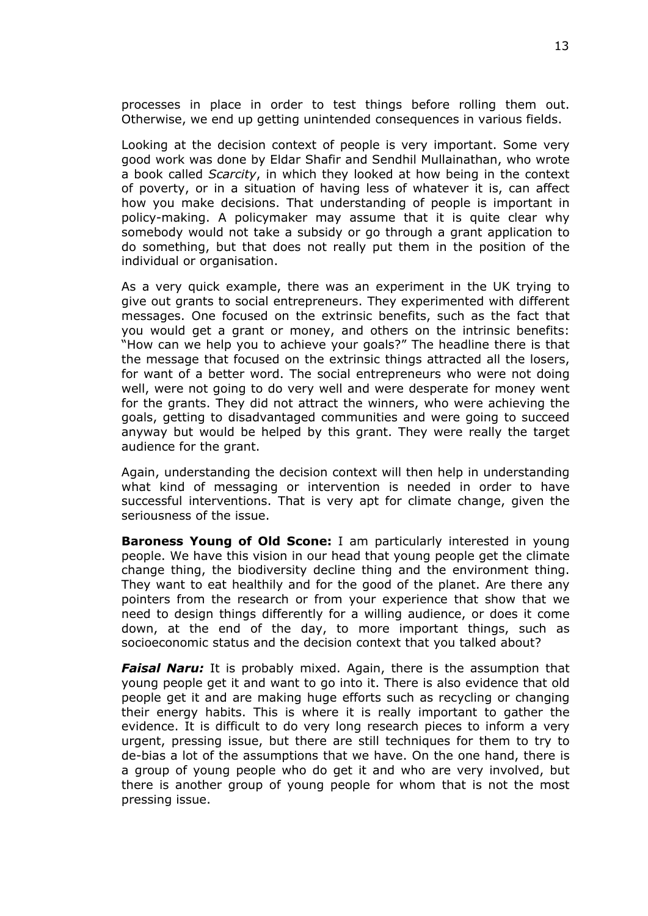processes in place in order to test things before rolling them out. Otherwise, we end up getting unintended consequences in various fields.

Looking at the decision context of people is very important. Some very good work was done by Eldar Shafir and Sendhil Mullainathan, who wrote a book called *Scarcity*, in which they looked at how being in the context of poverty, or in a situation of having less of whatever it is, can affect how you make decisions. That understanding of people is important in policy-making. A policymaker may assume that it is quite clear why somebody would not take a subsidy or go through a grant application to do something, but that does not really put them in the position of the individual or organisation.

As a very quick example, there was an experiment in the UK trying to give out grants to social entrepreneurs. They experimented with different messages. One focused on the extrinsic benefits, such as the fact that you would get a grant or money, and others on the intrinsic benefits: "How can we help you to achieve your goals?" The headline there is that the message that focused on the extrinsic things attracted all the losers, for want of a better word. The social entrepreneurs who were not doing well, were not going to do very well and were desperate for money went for the grants. They did not attract the winners, who were achieving the goals, getting to disadvantaged communities and were going to succeed anyway but would be helped by this grant. They were really the target audience for the grant.

Again, understanding the decision context will then help in understanding what kind of messaging or intervention is needed in order to have successful interventions. That is very apt for climate change, given the seriousness of the issue.

**Baroness Young of Old Scone:** I am particularly interested in young people. We have this vision in our head that young people get the climate change thing, the biodiversity decline thing and the environment thing. They want to eat healthily and for the good of the planet. Are there any pointers from the research or from your experience that show that we need to design things differently for a willing audience, or does it come down, at the end of the day, to more important things, such as socioeconomic status and the decision context that you talked about?

***Faisal Naru:*** It is probably mixed. Again, there is the assumption that young people get it and want to go into it. There is also evidence that old people get it and are making huge efforts such as recycling or changing their energy habits. This is where it is really important to gather the evidence. It is difficult to do very long research pieces to inform a very urgent, pressing issue, but there are still techniques for them to try to de-bias a lot of the assumptions that we have. On the one hand, there is a group of young people who do get it and who are very involved, but there is another group of young people for whom that is not the most pressing issue.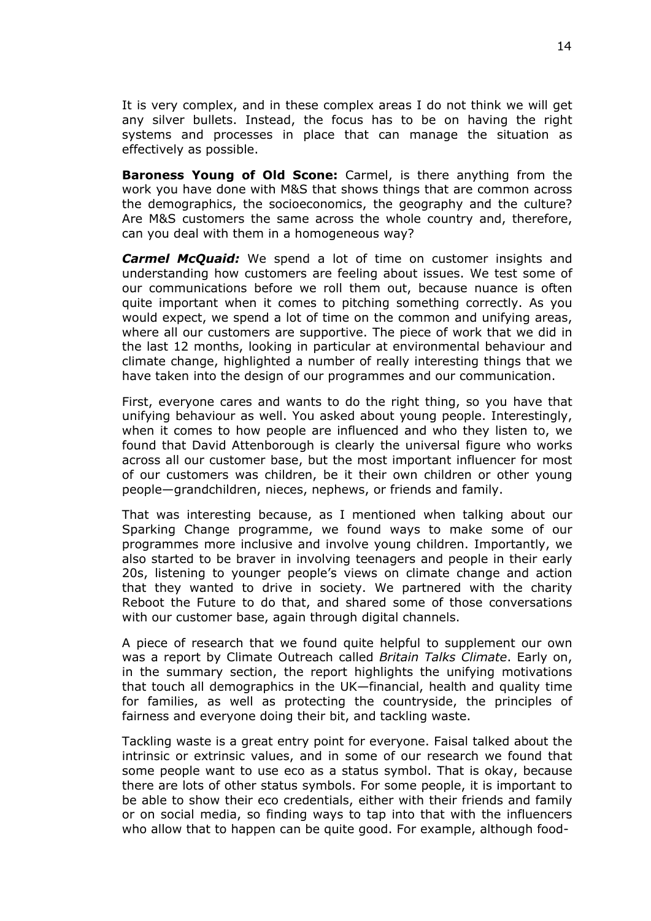It is very complex, and in these complex areas I do not think we will get any silver bullets. Instead, the focus has to be on having the right systems and processes in place that can manage the situation as effectively as possible.

**Baroness Young of Old Scone:** Carmel, is there anything from the work you have done with M&S that shows things that are common across the demographics, the socioeconomics, the geography and the culture? Are M&S customers the same across the whole country and, therefore, can you deal with them in a homogeneous way?

***Carmel McQuaid:*** We spend a lot of time on customer insights and understanding how customers are feeling about issues. We test some of our communications before we roll them out, because nuance is often quite important when it comes to pitching something correctly. As you would expect, we spend a lot of time on the common and unifying areas, where all our customers are supportive. The piece of work that we did in the last 12 months, looking in particular at environmental behaviour and climate change, highlighted a number of really interesting things that we have taken into the design of our programmes and our communication.

First, everyone cares and wants to do the right thing, so you have that unifying behaviour as well. You asked about young people. Interestingly, when it comes to how people are influenced and who they listen to, we found that David Attenborough is clearly the universal figure who works across all our customer base, but the most important influencer for most of our customers was children, be it their own children or other young people—grandchildren, nieces, nephews, or friends and family.

That was interesting because, as I mentioned when talking about our Sparking Change programme, we found ways to make some of our programmes more inclusive and involve young children. Importantly, we also started to be braver in involving teenagers and people in their early 20s, listening to younger people's views on climate change and action that they wanted to drive in society. We partnered with the charity Reboot the Future to do that, and shared some of those conversations with our customer base, again through digital channels.

A piece of research that we found quite helpful to supplement our own was a report by Climate Outreach called *Britain Talks Climate*. Early on, in the summary section, the report highlights the unifying motivations that touch all demographics in the UK—financial, health and quality time for families, as well as protecting the countryside, the principles of fairness and everyone doing their bit, and tackling waste.

Tackling waste is a great entry point for everyone. Faisal talked about the intrinsic or extrinsic values, and in some of our research we found that some people want to use eco as a status symbol. That is okay, because there are lots of other status symbols. For some people, it is important to be able to show their eco credentials, either with their friends and family or on social media, so finding ways to tap into that with the influencers who allow that to happen can be quite good. For example, although food-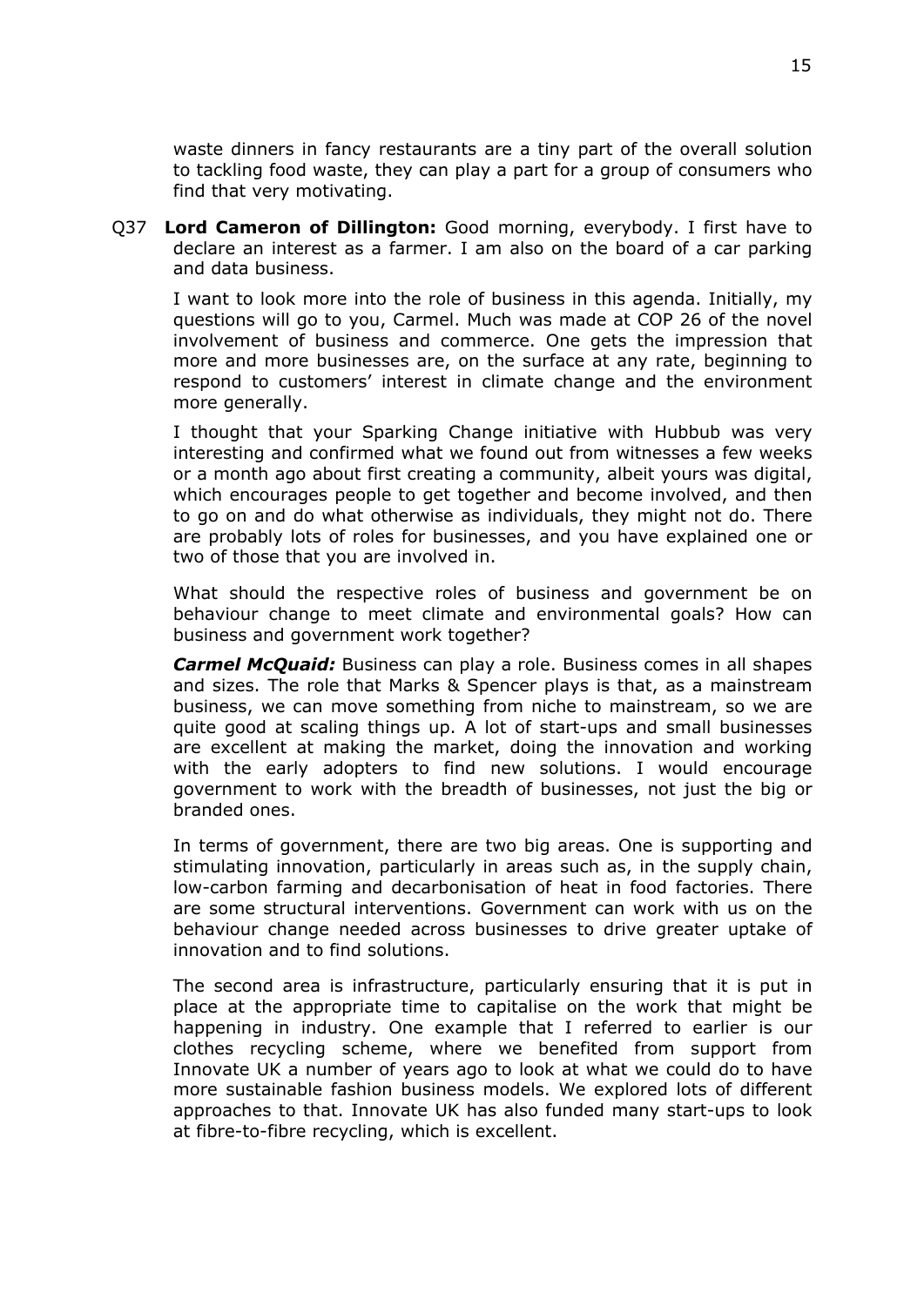waste dinners in fancy restaurants are a tiny part of the overall solution to tackling food waste, they can play a part for a group of consumers who find that very motivating.

Q37 **Lord Cameron of Dillington:** Good morning, everybody. I first have to declare an interest as a farmer. I am also on the board of a car parking and data business.

I want to look more into the role of business in this agenda. Initially, my questions will go to you, Carmel. Much was made at COP 26 of the novel involvement of business and commerce. One gets the impression that more and more businesses are, on the surface at any rate, beginning to respond to customers' interest in climate change and the environment more generally.

I thought that your Sparking Change initiative with Hubbub was very interesting and confirmed what we found out from witnesses a few weeks or a month ago about first creating a community, albeit yours was digital, which encourages people to get together and become involved, and then to go on and do what otherwise as individuals, they might not do. There are probably lots of roles for businesses, and you have explained one or two of those that you are involved in.

What should the respective roles of business and government be on behaviour change to meet climate and environmental goals? How can business and government work together?

***Carmel McQuaid:*** Business can play a role. Business comes in all shapes and sizes. The role that Marks & Spencer plays is that, as a mainstream business, we can move something from niche to mainstream, so we are quite good at scaling things up. A lot of start-ups and small businesses are excellent at making the market, doing the innovation and working with the early adopters to find new solutions. I would encourage government to work with the breadth of businesses, not just the big or branded ones.

In terms of government, there are two big areas. One is supporting and stimulating innovation, particularly in areas such as, in the supply chain, low-carbon farming and decarbonisation of heat in food factories. There are some structural interventions. Government can work with us on the behaviour change needed across businesses to drive greater uptake of innovation and to find solutions.

The second area is infrastructure, particularly ensuring that it is put in place at the appropriate time to capitalise on the work that might be happening in industry. One example that I referred to earlier is our clothes recycling scheme, where we benefited from support from Innovate UK a number of years ago to look at what we could do to have more sustainable fashion business models. We explored lots of different approaches to that. Innovate UK has also funded many start-ups to look at fibre-to-fibre recycling, which is excellent.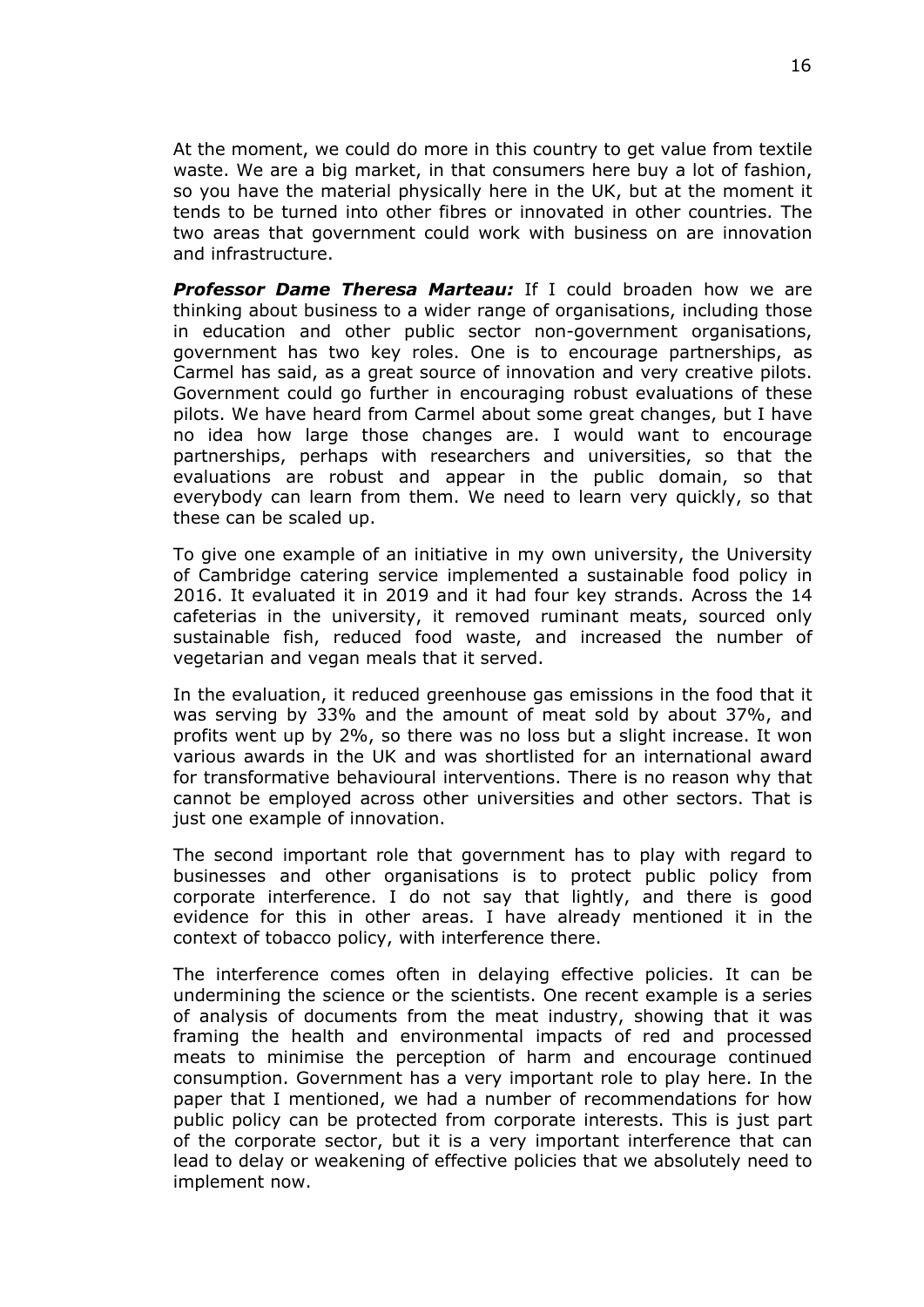At the moment, we could do more in this country to get value from textile waste. We are a big market, in that consumers here buy a lot of fashion, so you have the material physically here in the UK, but at the moment it tends to be turned into other fibres or innovated in other countries. The two areas that government could work with business on are innovation and infrastructure.

***Professor Dame Theresa Marteau:*** If I could broaden how we are thinking about business to a wider range of organisations, including those in education and other public sector non-government organisations, government has two key roles. One is to encourage partnerships, as Carmel has said, as a great source of innovation and very creative pilots. Government could go further in encouraging robust evaluations of these pilots. We have heard from Carmel about some great changes, but I have no idea how large those changes are. I would want to encourage partnerships, perhaps with researchers and universities, so that the evaluations are robust and appear in the public domain, so that everybody can learn from them. We need to learn very quickly, so that these can be scaled up.

To give one example of an initiative in my own university, the University of Cambridge catering service implemented a sustainable food policy in 2016. It evaluated it in 2019 and it had four key strands. Across the 14 cafeterias in the university, it removed ruminant meats, sourced only sustainable fish, reduced food waste, and increased the number of vegetarian and vegan meals that it served.

In the evaluation, it reduced greenhouse gas emissions in the food that it was serving by 33% and the amount of meat sold by about 37%, and profits went up by 2%, so there was no loss but a slight increase. It won various awards in the UK and was shortlisted for an international award for transformative behavioural interventions. There is no reason why that cannot be employed across other universities and other sectors. That is just one example of innovation.

The second important role that government has to play with regard to businesses and other organisations is to protect public policy from corporate interference. I do not say that lightly, and there is good evidence for this in other areas. I have already mentioned it in the context of tobacco policy, with interference there.

The interference comes often in delaying effective policies. It can be undermining the science or the scientists. One recent example is a series of analysis of documents from the meat industry, showing that it was framing the health and environmental impacts of red and processed meats to minimise the perception of harm and encourage continued consumption. Government has a very important role to play here. In the paper that I mentioned, we had a number of recommendations for how public policy can be protected from corporate interests. This is just part of the corporate sector, but it is a very important interference that can lead to delay or weakening of effective policies that we absolutely need to implement now.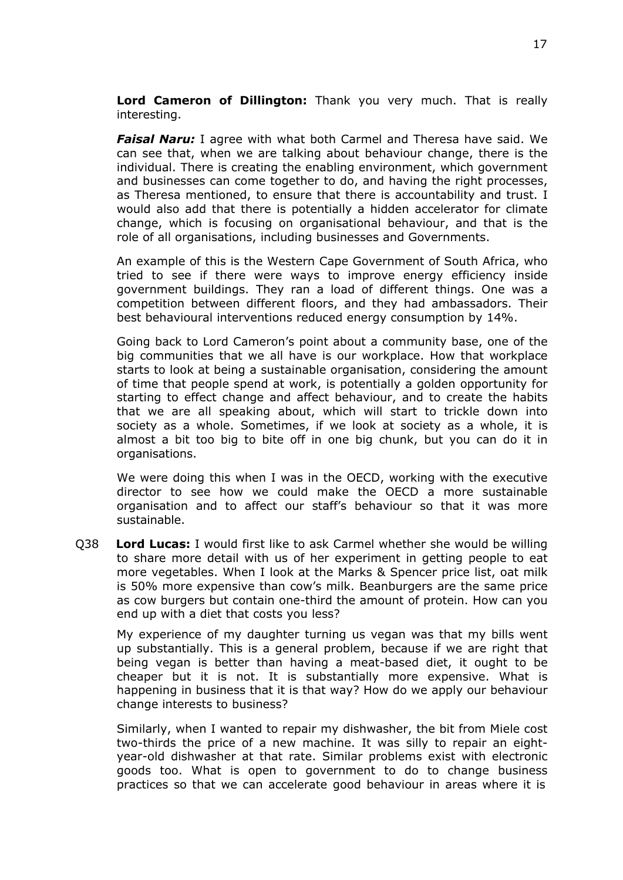**Lord Cameron of Dillington:** Thank you very much. That is really interesting.

***Faisal Naru:*** I agree with what both Carmel and Theresa have said. We can see that, when we are talking about behaviour change, there is the individual. There is creating the enabling environment, which government and businesses can come together to do, and having the right processes, as Theresa mentioned, to ensure that there is accountability and trust. I would also add that there is potentially a hidden accelerator for climate change, which is focusing on organisational behaviour, and that is the role of all organisations, including businesses and Governments.

An example of this is the Western Cape Government of South Africa, who tried to see if there were ways to improve energy efficiency inside government buildings. They ran a load of different things. One was a competition between different floors, and they had ambassadors. Their best behavioural interventions reduced energy consumption by 14%.

Going back to Lord Cameron's point about a community base, one of the big communities that we all have is our workplace. How that workplace starts to look at being a sustainable organisation, considering the amount of time that people spend at work, is potentially a golden opportunity for starting to effect change and affect behaviour, and to create the habits that we are all speaking about, which will start to trickle down into society as a whole. Sometimes, if we look at society as a whole, it is almost a bit too big to bite off in one big chunk, but you can do it in organisations.

We were doing this when I was in the OECD, working with the executive director to see how we could make the OECD a more sustainable organisation and to affect our staff's behaviour so that it was more sustainable.

Q38 **Lord Lucas:** I would first like to ask Carmel whether she would be willing to share more detail with us of her experiment in getting people to eat more vegetables. When I look at the Marks & Spencer price list, oat milk is 50% more expensive than cow's milk. Beanburgers are the same price as cow burgers but contain one-third the amount of protein. How can you end up with a diet that costs you less?

My experience of my daughter turning us vegan was that my bills went up substantially. This is a general problem, because if we are right that being vegan is better than having a meat-based diet, it ought to be cheaper but it is not. It is substantially more expensive. What is happening in business that it is that way? How do we apply our behaviour change interests to business?

Similarly, when I wanted to repair my dishwasher, the bit from Miele cost two-thirds the price of a new machine. It was silly to repair an eight-year-old dishwasher at that rate. Similar problems exist with electronic goods too. What is open to government to do to change business practices so that we can accelerate good behaviour in areas where it is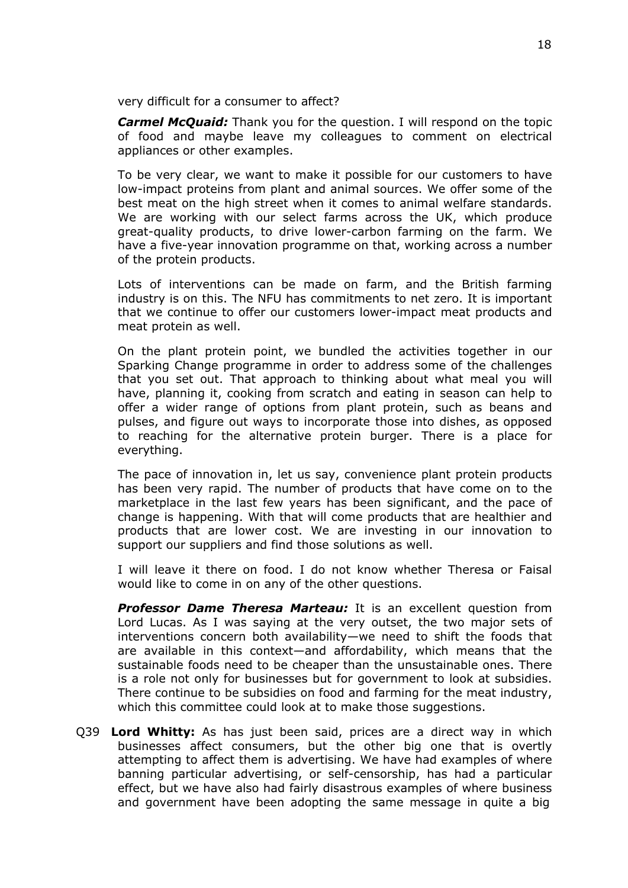very difficult for a consumer to affect?

***Carmel McQuaid:*** Thank you for the question. I will respond on the topic of food and maybe leave my colleagues to comment on electrical appliances or other examples.

To be very clear, we want to make it possible for our customers to have low-impact proteins from plant and animal sources. We offer some of the best meat on the high street when it comes to animal welfare standards. We are working with our select farms across the UK, which produce great-quality products, to drive lower-carbon farming on the farm. We have a five-year innovation programme on that, working across a number of the protein products.

Lots of interventions can be made on farm, and the British farming industry is on this. The NFU has commitments to net zero. It is important that we continue to offer our customers lower-impact meat products and meat protein as well.

On the plant protein point, we bundled the activities together in our Sparking Change programme in order to address some of the challenges that you set out. That approach to thinking about what meal you will have, planning it, cooking from scratch and eating in season can help to offer a wider range of options from plant protein, such as beans and pulses, and figure out ways to incorporate those into dishes, as opposed to reaching for the alternative protein burger. There is a place for everything.

The pace of innovation in, let us say, convenience plant protein products has been very rapid. The number of products that have come on to the marketplace in the last few years has been significant, and the pace of change is happening. With that will come products that are healthier and products that are lower cost. We are investing in our innovation to support our suppliers and find those solutions as well.

I will leave it there on food. I do not know whether Theresa or Faisal would like to come in on any of the other questions.

***Professor Dame Theresa Marteau:*** It is an excellent question from Lord Lucas. As I was saying at the very outset, the two major sets of interventions concern both availability—we need to shift the foods that are available in this context—and affordability, which means that the sustainable foods need to be cheaper than the unsustainable ones. There is a role not only for businesses but for government to look at subsidies. There continue to be subsidies on food and farming for the meat industry, which this committee could look at to make those suggestions.

Q39 **Lord Whitty:** As has just been said, prices are a direct way in which businesses affect consumers, but the other big one that is overtly attempting to affect them is advertising. We have had examples of where banning particular advertising, or self-censorship, has had a particular effect, but we have also had fairly disastrous examples of where business and government have been adopting the same message in quite a big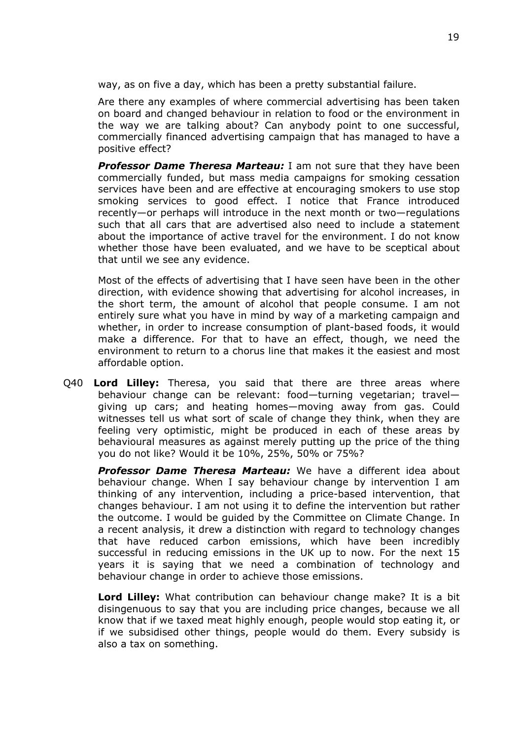way, as on five a day, which has been a pretty substantial failure.

Are there any examples of where commercial advertising has been taken on board and changed behaviour in relation to food or the environment in the way we are talking about? Can anybody point to one successful, commercially financed advertising campaign that has managed to have a positive effect?

***Professor Dame Theresa Marteau:*** I am not sure that they have been commercially funded, but mass media campaigns for smoking cessation services have been and are effective at encouraging smokers to use stop smoking services to good effect. I notice that France introduced recently—or perhaps will introduce in the next month or two—regulations such that all cars that are advertised also need to include a statement about the importance of active travel for the environment. I do not know whether those have been evaluated, and we have to be sceptical about that until we see any evidence.

Most of the effects of advertising that I have seen have been in the other direction, with evidence showing that advertising for alcohol increases, in the short term, the amount of alcohol that people consume. I am not entirely sure what you have in mind by way of a marketing campaign and whether, in order to increase consumption of plant-based foods, it would make a difference. For that to have an effect, though, we need the environment to return to a chorus line that makes it the easiest and most affordable option.

Q40 **Lord Lilley:** Theresa, you said that there are three areas where behaviour change can be relevant: food—turning vegetarian; travel—giving up cars; and heating homes—moving away from gas. Could witnesses tell us what sort of scale of change they think, when they are feeling very optimistic, might be produced in each of these areas by behavioural measures as against merely putting up the price of the thing you do not like? Would it be 10%, 25%, 50% or 75%?

***Professor Dame Theresa Marteau:*** We have a different idea about behaviour change. When I say behaviour change by intervention I am thinking of any intervention, including a price-based intervention, that changes behaviour. I am not using it to define the intervention but rather the outcome. I would be guided by the Committee on Climate Change. In a recent analysis, it drew a distinction with regard to technology changes that have reduced carbon emissions, which have been incredibly successful in reducing emissions in the UK up to now. For the next 15 years it is saying that we need a combination of technology and behaviour change in order to achieve those emissions.

**Lord Lilley:** What contribution can behaviour change make? It is a bit disingenuous to say that you are including price changes, because we all know that if we taxed meat highly enough, people would stop eating it, or if we subsidised other things, people would do them. Every subsidy is also a tax on something.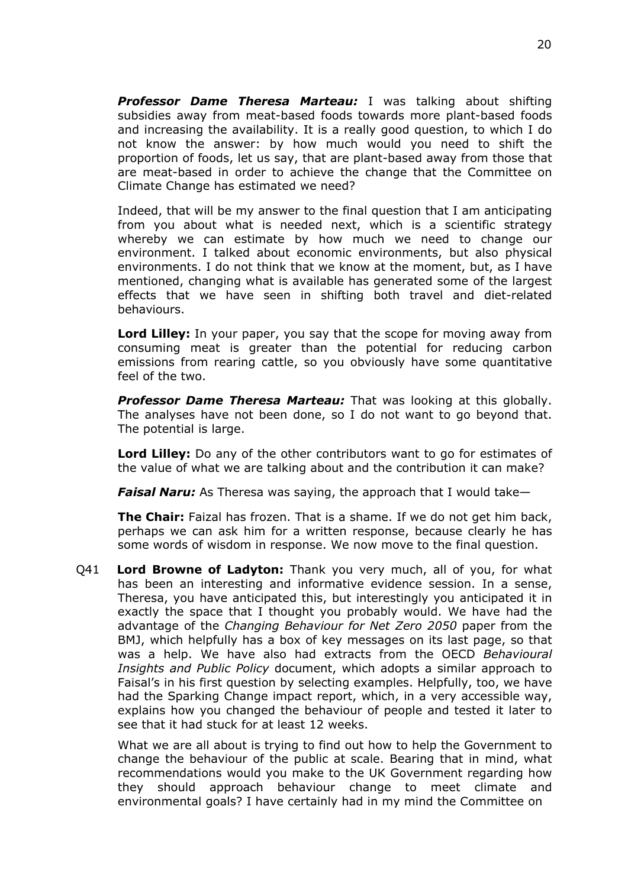***Professor Dame Theresa Marteau:*** I was talking about shifting subsidies away from meat-based foods towards more plant-based foods and increasing the availability. It is a really good question, to which I do not know the answer: by how much would you need to shift the proportion of foods, let us say, that are plant-based away from those that are meat-based in order to achieve the change that the Committee on Climate Change has estimated we need?

Indeed, that will be my answer to the final question that I am anticipating from you about what is needed next, which is a scientific strategy whereby we can estimate by how much we need to change our environment. I talked about economic environments, but also physical environments. I do not think that we know at the moment, but, as I have mentioned, changing what is available has generated some of the largest effects that we have seen in shifting both travel and diet-related behaviours.

**Lord Lilley:** In your paper, you say that the scope for moving away from consuming meat is greater than the potential for reducing carbon emissions from rearing cattle, so you obviously have some quantitative feel of the two.

***Professor Dame Theresa Marteau:*** That was looking at this globally. The analyses have not been done, so I do not want to go beyond that. The potential is large.

**Lord Lilley:** Do any of the other contributors want to go for estimates of the value of what we are talking about and the contribution it can make?

***Faisal Naru:*** As Theresa was saying, the approach that I would take—

**The Chair:** Faizal has frozen. That is a shame. If we do not get him back, perhaps we can ask him for a written response, because clearly he has some words of wisdom in response. We now move to the final question.

Q41 **Lord Browne of Ladyton:** Thank you very much, all of you, for what has been an interesting and informative evidence session. In a sense, Theresa, you have anticipated this, but interestingly you anticipated it in exactly the space that I thought you probably would. We have had the advantage of the *Changing Behaviour for Net Zero 2050* paper from the BMJ, which helpfully has a box of key messages on its last page, so that was a help. We have also had extracts from the OECD *Behavioural Insights and Public Policy* document, which adopts a similar approach to Faisal's in his first question by selecting examples. Helpfully, too, we have had the Sparking Change impact report, which, in a very accessible way, explains how you changed the behaviour of people and tested it later to see that it had stuck for at least 12 weeks.

What we are all about is trying to find out how to help the Government to change the behaviour of the public at scale. Bearing that in mind, what recommendations would you make to the UK Government regarding how they should approach behaviour change to meet climate and environmental goals? I have certainly had in my mind the Committee on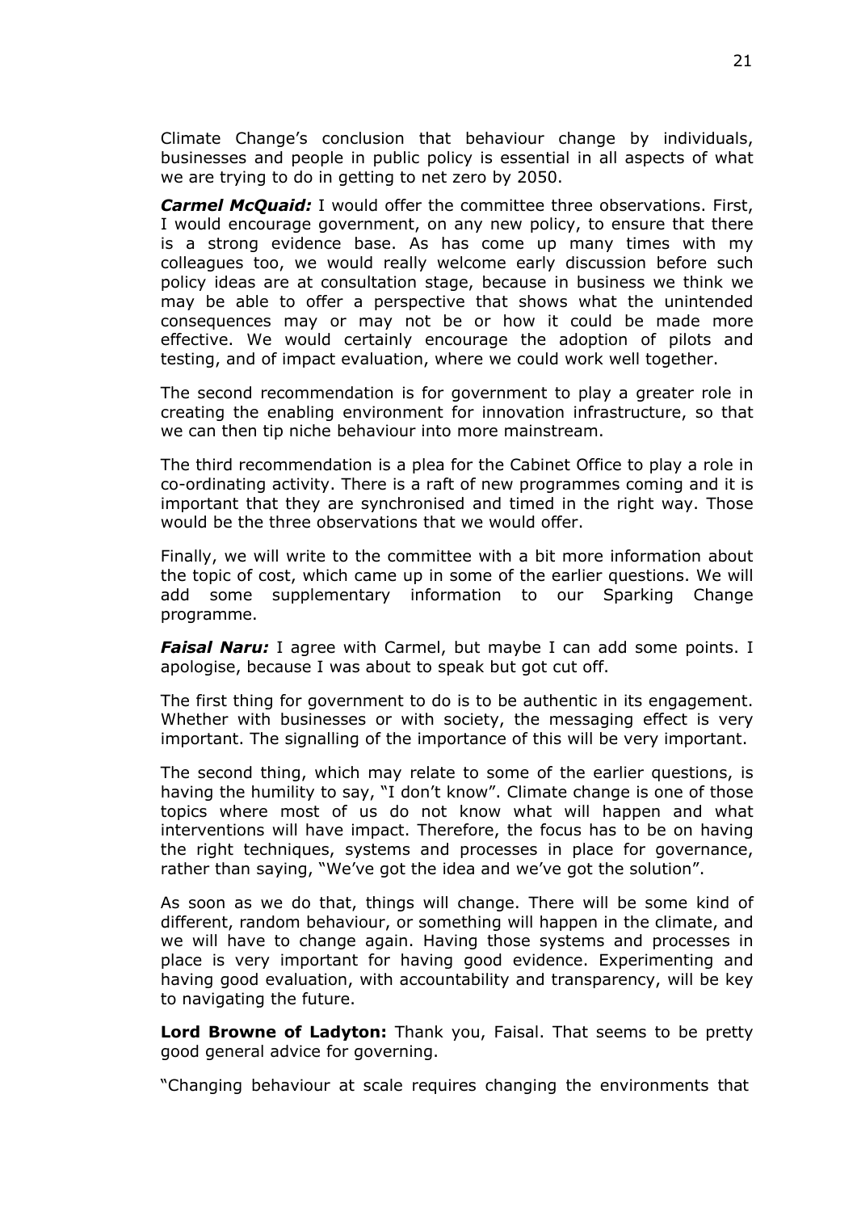Climate Change's conclusion that behaviour change by individuals, businesses and people in public policy is essential in all aspects of what we are trying to do in getting to net zero by 2050.

***Carmel McQuaid:*** I would offer the committee three observations. First, I would encourage government, on any new policy, to ensure that there is a strong evidence base. As has come up many times with my colleagues too, we would really welcome early discussion before such policy ideas are at consultation stage, because in business we think we may be able to offer a perspective that shows what the unintended consequences may or may not be or how it could be made more effective. We would certainly encourage the adoption of pilots and testing, and of impact evaluation, where we could work well together.

The second recommendation is for government to play a greater role in creating the enabling environment for innovation infrastructure, so that we can then tip niche behaviour into more mainstream.

The third recommendation is a plea for the Cabinet Office to play a role in co-ordinating activity. There is a raft of new programmes coming and it is important that they are synchronised and timed in the right way. Those would be the three observations that we would offer.

Finally, we will write to the committee with a bit more information about the topic of cost, which came up in some of the earlier questions. We will add some supplementary information to our Sparking Change programme.

***Faisal Naru:*** I agree with Carmel, but maybe I can add some points. I apologise, because I was about to speak but got cut off.

The first thing for government to do is to be authentic in its engagement. Whether with businesses or with society, the messaging effect is very important. The signalling of the importance of this will be very important.

The second thing, which may relate to some of the earlier questions, is having the humility to say, "I don't know". Climate change is one of those topics where most of us do not know what will happen and what interventions will have impact. Therefore, the focus has to be on having the right techniques, systems and processes in place for governance, rather than saying, "We've got the idea and we've got the solution".

As soon as we do that, things will change. There will be some kind of different, random behaviour, or something will happen in the climate, and we will have to change again. Having those systems and processes in place is very important for having good evidence. Experimenting and having good evaluation, with accountability and transparency, will be key to navigating the future.

**Lord Browne of Ladyton:** Thank you, Faisal. That seems to be pretty good general advice for governing.

"Changing behaviour at scale requires changing the environments that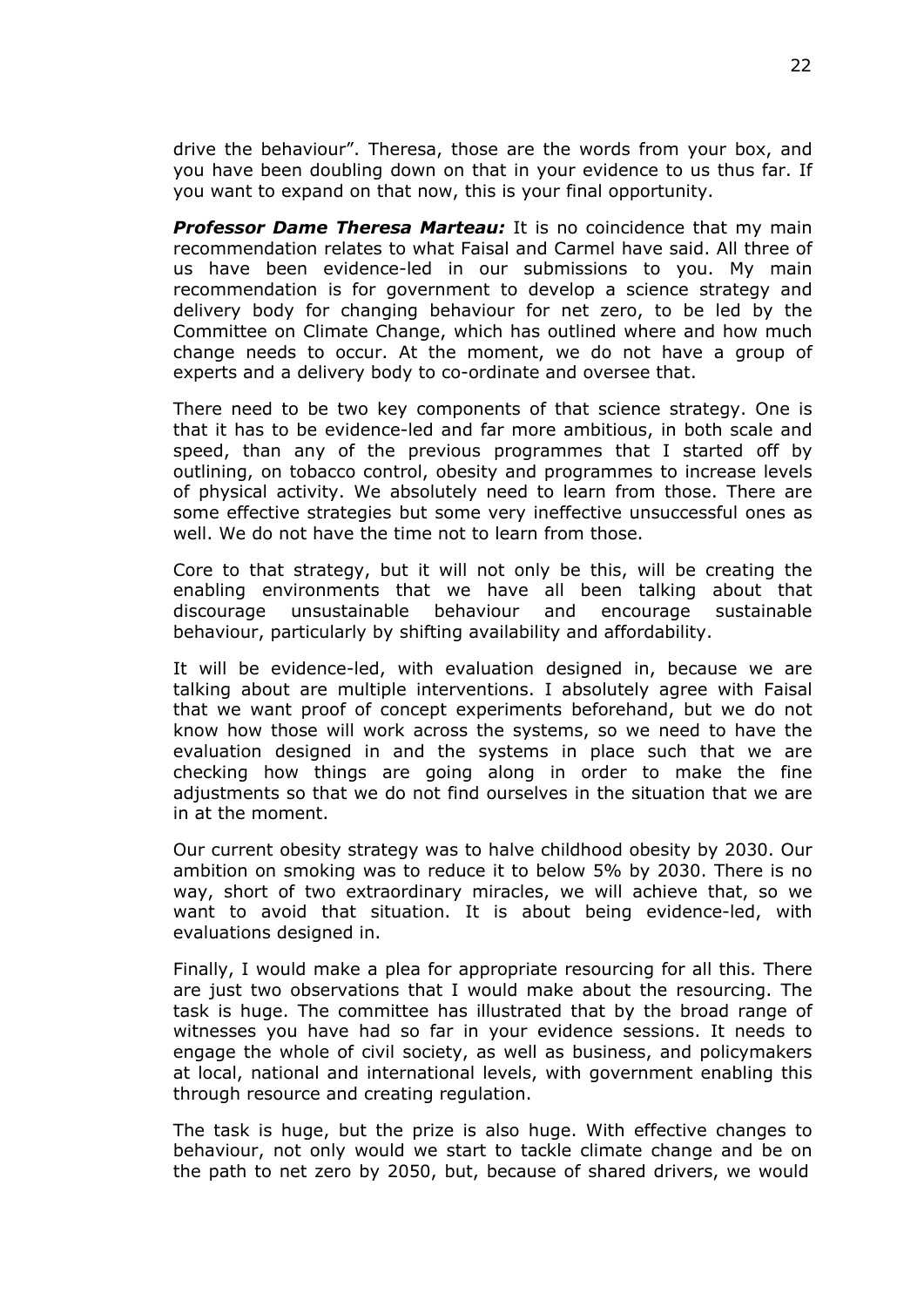drive the behaviour". Theresa, those are the words from your box, and you have been doubling down on that in your evidence to us thus far. If you want to expand on that now, this is your final opportunity.

***Professor Dame Theresa Marteau:*** It is no coincidence that my main recommendation relates to what Faisal and Carmel have said. All three of us have been evidence-led in our submissions to you. My main recommendation is for government to develop a science strategy and delivery body for changing behaviour for net zero, to be led by the Committee on Climate Change, which has outlined where and how much change needs to occur. At the moment, we do not have a group of experts and a delivery body to co-ordinate and oversee that.

There need to be two key components of that science strategy. One is that it has to be evidence-led and far more ambitious, in both scale and speed, than any of the previous programmes that I started off by outlining, on tobacco control, obesity and programmes to increase levels of physical activity. We absolutely need to learn from those. There are some effective strategies but some very ineffective unsuccessful ones as well. We do not have the time not to learn from those.

Core to that strategy, but it will not only be this, will be creating the enabling environments that we have all been talking about that discourage unsustainable behaviour and encourage sustainable behaviour, particularly by shifting availability and affordability.

It will be evidence-led, with evaluation designed in, because we are talking about are multiple interventions. I absolutely agree with Faisal that we want proof of concept experiments beforehand, but we do not know how those will work across the systems, so we need to have the evaluation designed in and the systems in place such that we are checking how things are going along in order to make the fine adjustments so that we do not find ourselves in the situation that we are in at the moment.

Our current obesity strategy was to halve childhood obesity by 2030. Our ambition on smoking was to reduce it to below 5% by 2030. There is no way, short of two extraordinary miracles, we will achieve that, so we want to avoid that situation. It is about being evidence-led, with evaluations designed in.

Finally, I would make a plea for appropriate resourcing for all this. There are just two observations that I would make about the resourcing. The task is huge. The committee has illustrated that by the broad range of witnesses you have had so far in your evidence sessions. It needs to engage the whole of civil society, as well as business, and policymakers at local, national and international levels, with government enabling this through resource and creating regulation.

The task is huge, but the prize is also huge. With effective changes to behaviour, not only would we start to tackle climate change and be on the path to net zero by 2050, but, because of shared drivers, we would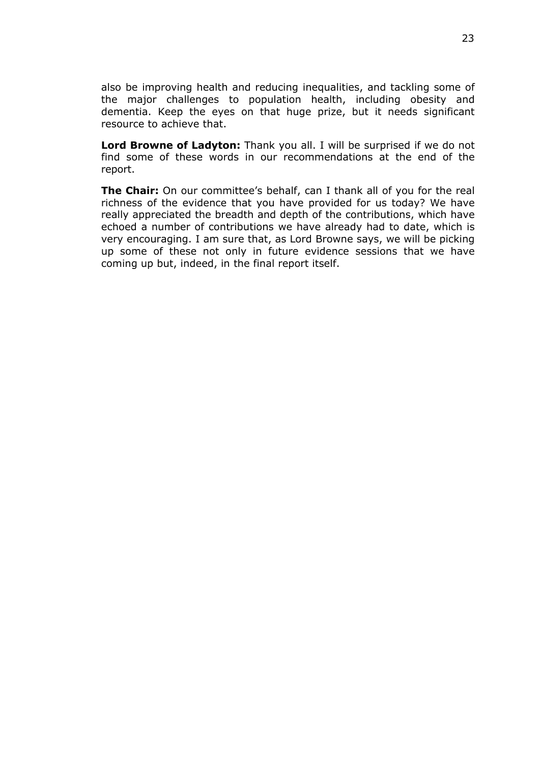also be improving health and reducing inequalities, and tackling some of the major challenges to population health, including obesity and dementia. Keep the eyes on that huge prize, but it needs significant resource to achieve that.

**Lord Browne of Ladyton:** Thank you all. I will be surprised if we do not find some of these words in our recommendations at the end of the report.

**The Chair:** On our committee's behalf, can I thank all of you for the real richness of the evidence that you have provided for us today? We have really appreciated the breadth and depth of the contributions, which have echoed a number of contributions we have already had to date, which is very encouraging. I am sure that, as Lord Browne says, we will be picking up some of these not only in future evidence sessions that we have coming up but, indeed, in the final report itself.